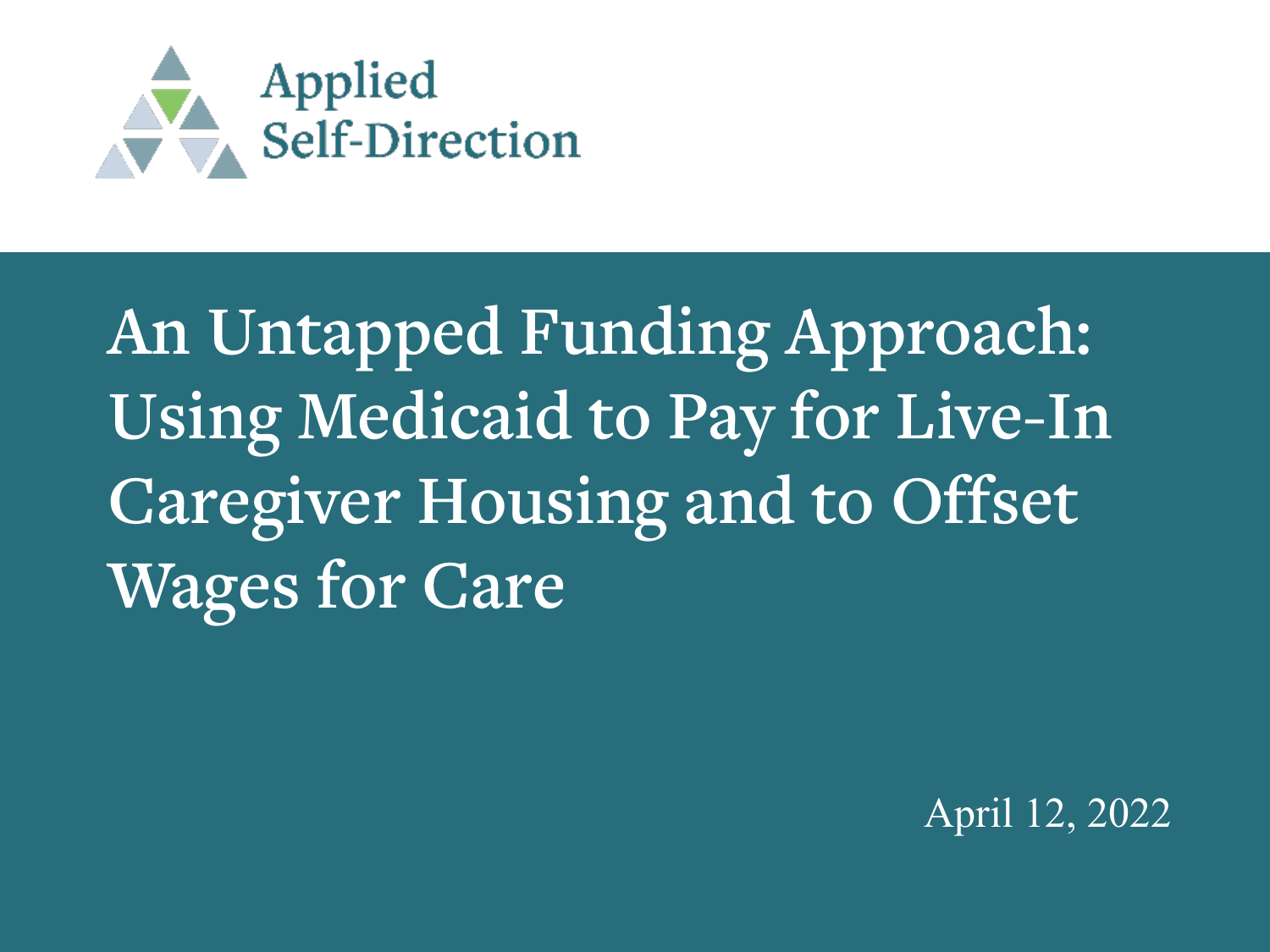Applied Self-Direction

# An Untapped Funding Approach: Using Medicaid to Pay for Live-In Caregiver Housing and to Offset Wages for Care

April 12, 2022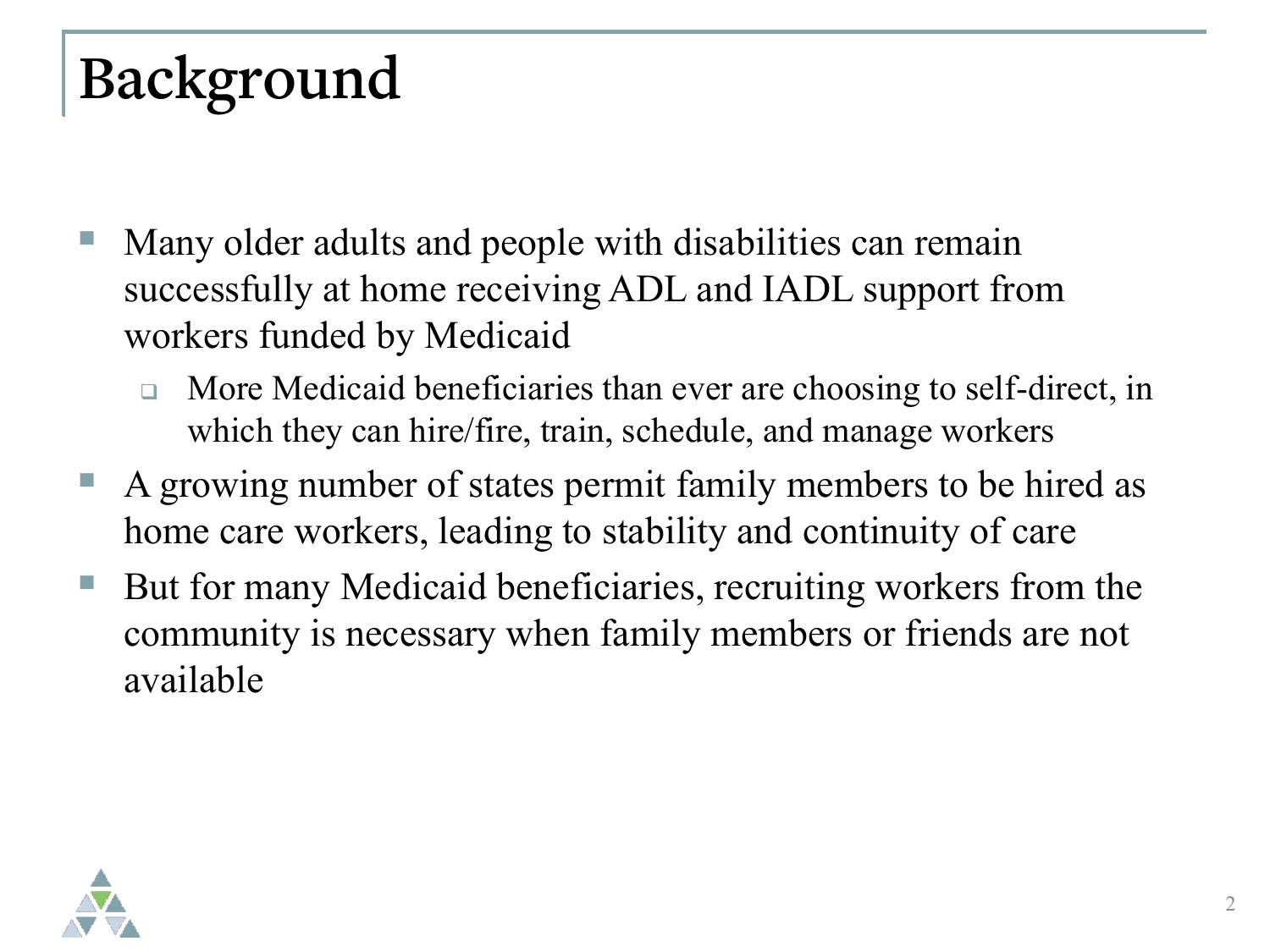# Background

- Many older adults and people with disabilities can remain successfully at home receiving ADL and IADL support from workers funded by Medicaid
  - More Medicaid beneficiaries than ever are choosing to self-direct, in which they can hire/fire, train, schedule, and manage workers
- A growing number of states permit family members to be hired as home care workers, leading to stability and continuity of care
- But for many Medicaid beneficiaries, recruiting workers from the community is necessary when family members or friends are not available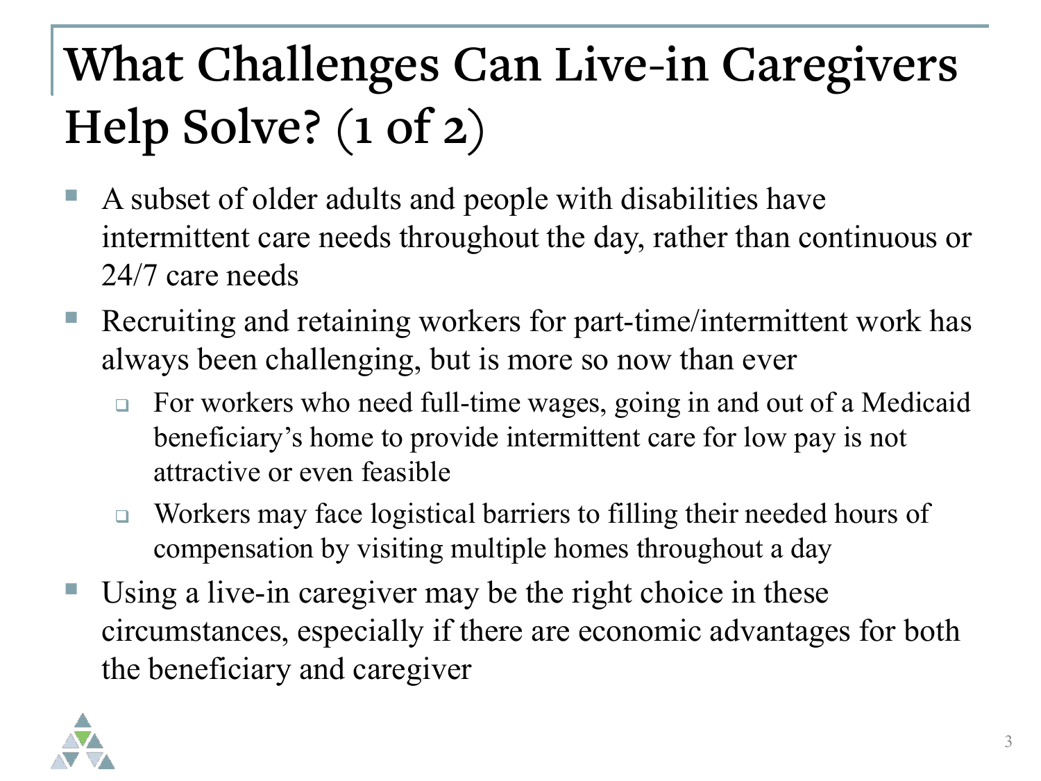# What Challenges Can Live-in Caregivers Help Solve? (1 of 2)

- A subset of older adults and people with disabilities have intermittent care needs throughout the day, rather than continuous or 24/7 care needs
- Recruiting and retaining workers for part-time/intermittent work has always been challenging, but is more so now than ever
  - For workers who need full-time wages, going in and out of a Medicaid beneficiary's home to provide intermittent care for low pay is not attractive or even feasible
  - Workers may face logistical barriers to filling their needed hours of compensation by visiting multiple homes throughout a day
- Using a live-in caregiver may be the right choice in these circumstances, especially if there are economic advantages for both the beneficiary and caregiver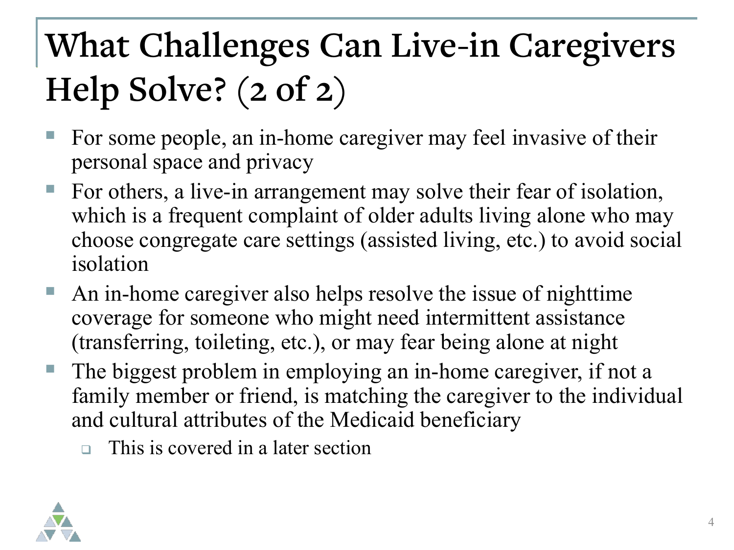# What Challenges Can Live-in Caregivers Help Solve? (2 of 2)

- For some people, an in-home caregiver may feel invasive of their personal space and privacy
- For others, a live-in arrangement may solve their fear of isolation, which is a frequent complaint of older adults living alone who may choose congregate care settings (assisted living, etc.) to avoid social isolation
- An in-home caregiver also helps resolve the issue of nighttime coverage for someone who might need intermittent assistance (transferring, toileting, etc.), or may fear being alone at night
- The biggest problem in employing an in-home caregiver, if not a family member or friend, is matching the caregiver to the individual and cultural attributes of the Medicaid beneficiary
  - This is covered in a later section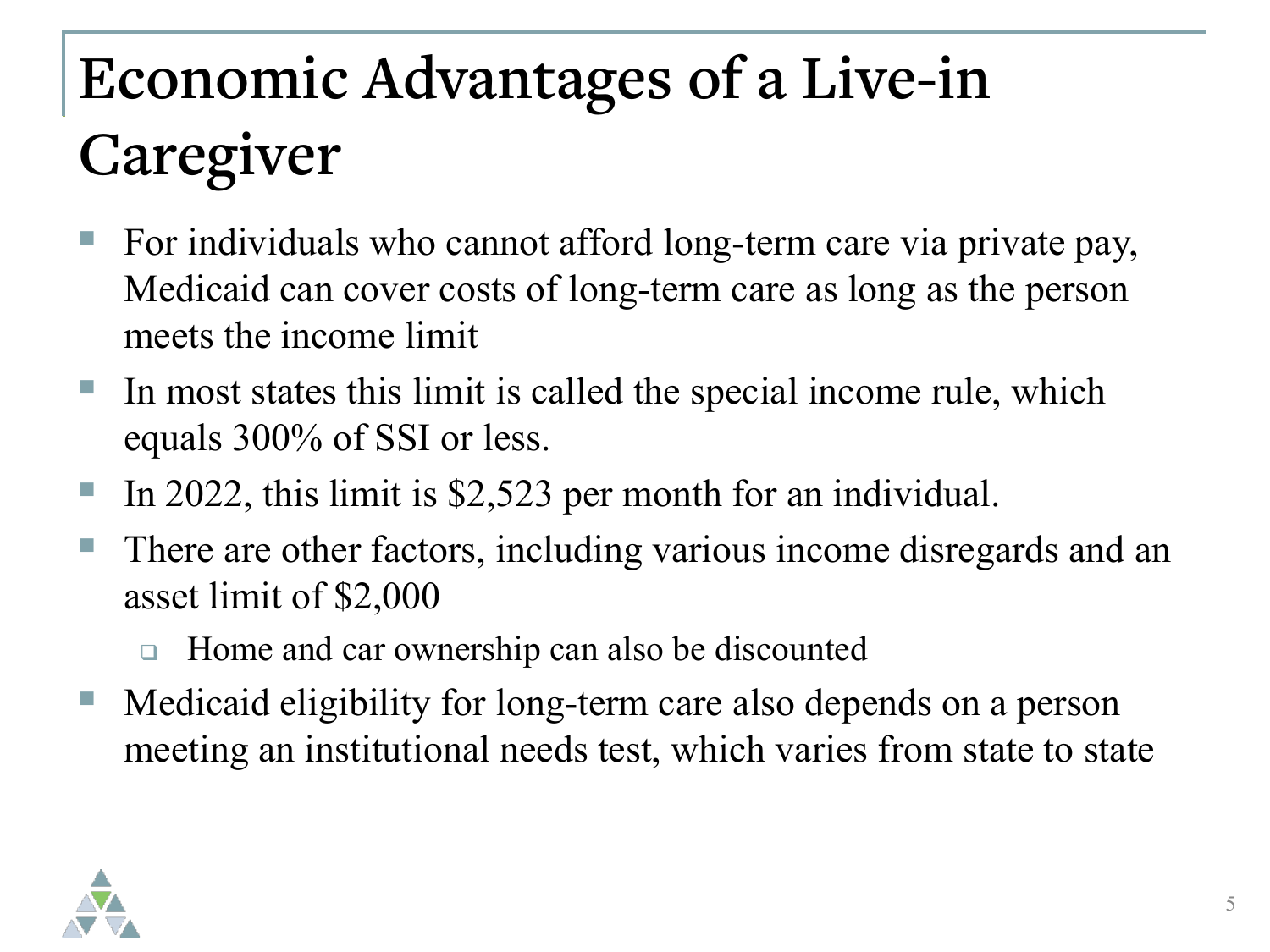# Economic Advantages of a Live-in Caregiver

- For individuals who cannot afford long-term care via private pay, Medicaid can cover costs of long-term care as long as the person meets the income limit
- In most states this limit is called the special income rule, which equals 300% of SSI or less.
- In 2022, this limit is $2,523 per month for an individual.
- There are other factors, including various income disregards and an asset limit of $2,000
  - Home and car ownership can also be discounted
- Medicaid eligibility for long-term care also depends on a person meeting an institutional needs test, which varies from state to state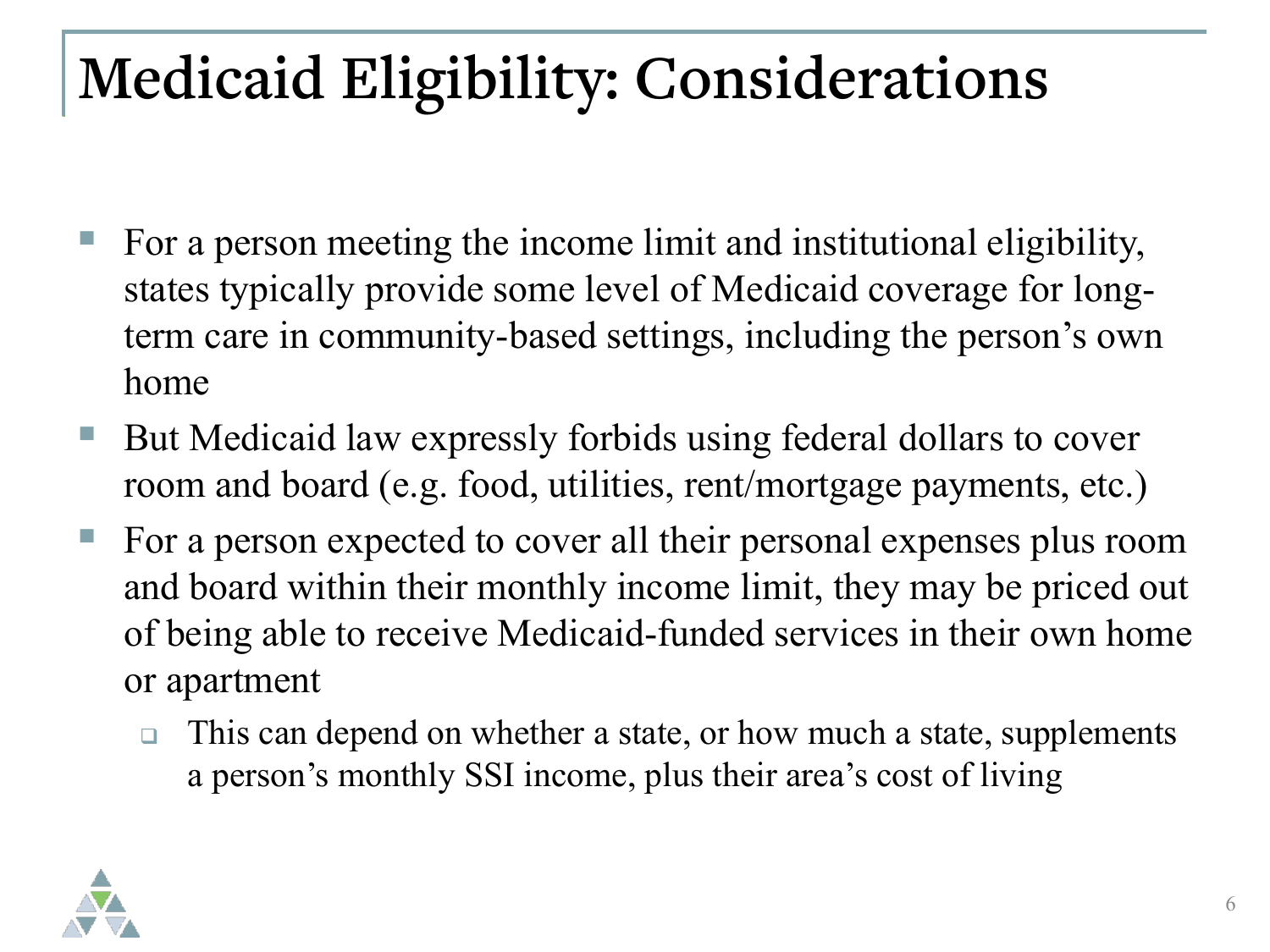# Medicaid Eligibility: Considerations

- For a person meeting the income limit and institutional eligibility, states typically provide some level of Medicaid coverage for long-term care in community-based settings, including the person's own home
- But Medicaid law expressly forbids using federal dollars to cover room and board (e.g. food, utilities, rent/mortgage payments, etc.)
- For a person expected to cover all their personal expenses plus room and board within their monthly income limit, they may be priced out of being able to receive Medicaid-funded services in their own home or apartment
  - This can depend on whether a state, or how much a state, supplements a person's monthly SSI income, plus their area's cost of living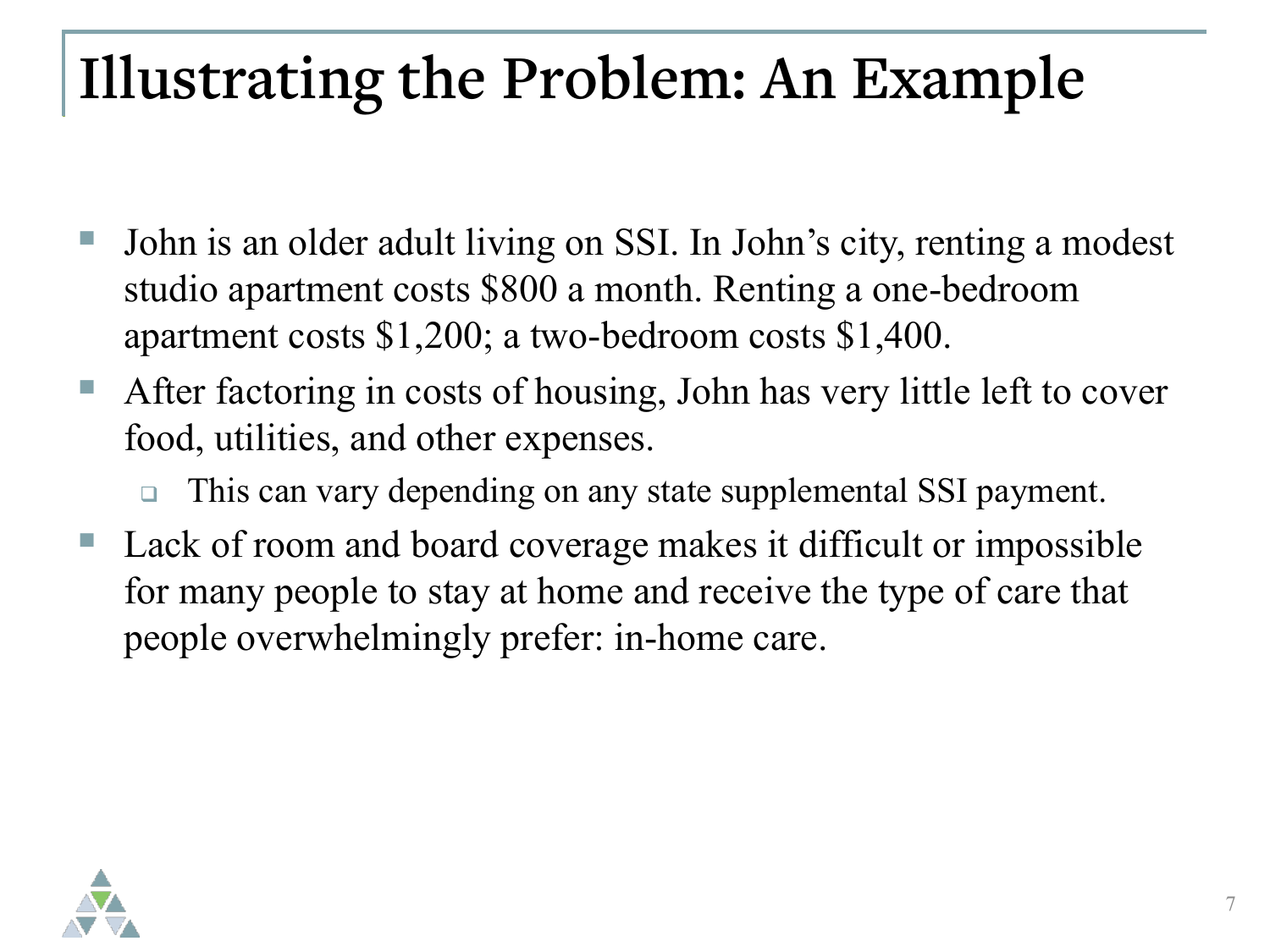# Illustrating the Problem: An Example

- John is an older adult living on SSI. In John's city, renting a modest studio apartment costs $800 a month. Renting a one-bedroom apartment costs $1,200; a two-bedroom costs $1,400.
- After factoring in costs of housing, John has very little left to cover food, utilities, and other expenses.
  - This can vary depending on any state supplemental SSI payment.
- Lack of room and board coverage makes it difficult or impossible for many people to stay at home and receive the type of care that people overwhelmingly prefer: in-home care.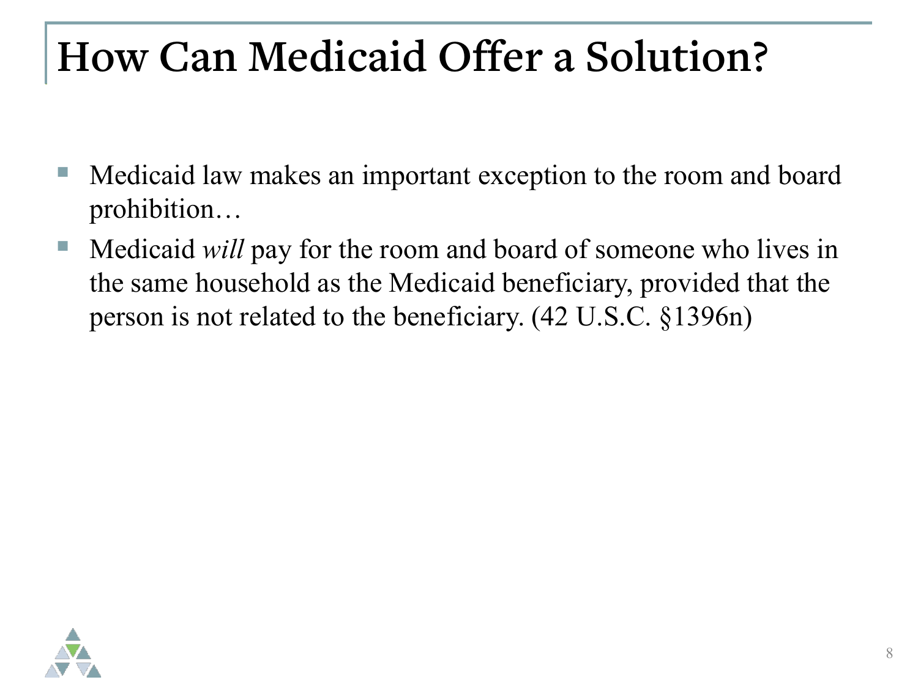# How Can Medicaid Offer a Solution?

- Medicaid law makes an important exception to the room and board prohibition…
- Medicaid *will* pay for the room and board of someone who lives in the same household as the Medicaid beneficiary, provided that the person is not related to the beneficiary. (42 U.S.C. §1396n)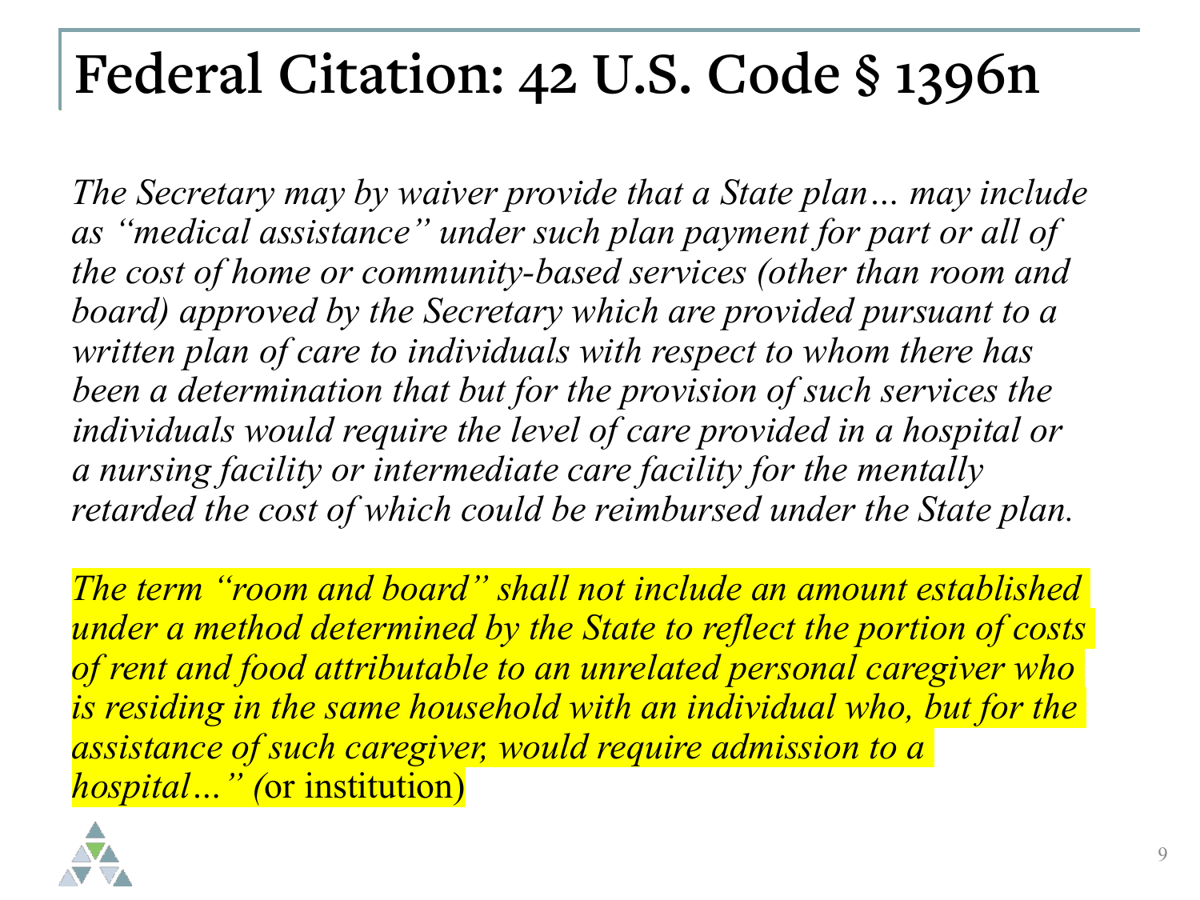# Federal Citation: 42 U.S. Code § 1396n

*The Secretary may by waiver provide that a State plan… may include as "medical assistance" under such plan payment for part or all of the cost of home or community-based services (other than room and board) approved by the Secretary which are provided pursuant to a written plan of care to individuals with respect to whom there has been a determination that but for the provision of such services the individuals would require the level of care provided in a hospital or a nursing facility or intermediate care facility for the mentally retarded the cost of which could be reimbursed under the State plan.*

*The term "room and board" shall not include an amount established under a method determined by the State to reflect the portion of costs of rent and food attributable to an unrelated personal caregiver who is residing in the same household with an individual who, but for the assistance of such caregiver, would require admission to a hospital…" (*or institution)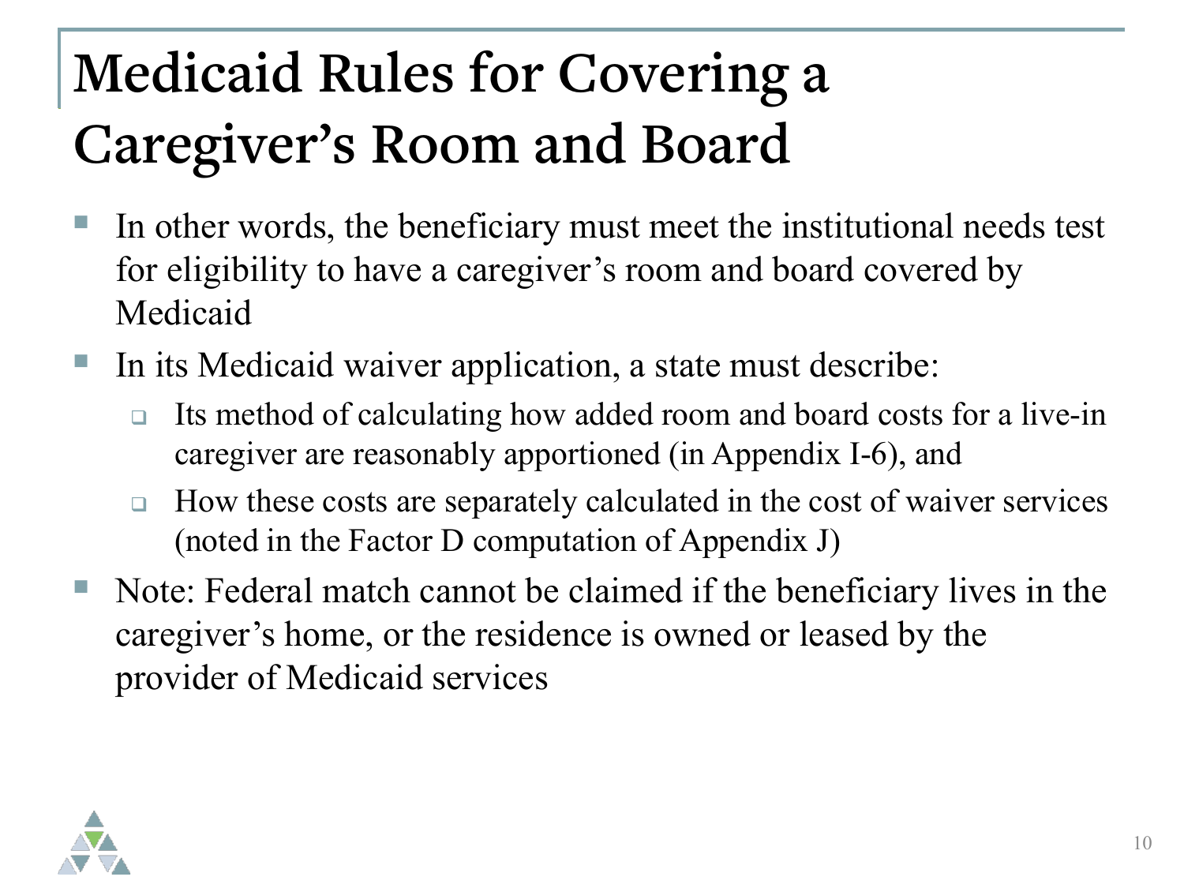# Medicaid Rules for Covering a Caregiver's Room and Board

- In other words, the beneficiary must meet the institutional needs test for eligibility to have a caregiver's room and board covered by Medicaid
- In its Medicaid waiver application, a state must describe:
  - Its method of calculating how added room and board costs for a live-in caregiver are reasonably apportioned (in Appendix I-6), and
  - How these costs are separately calculated in the cost of waiver services (noted in the Factor D computation of Appendix J)
- Note: Federal match cannot be claimed if the beneficiary lives in the caregiver's home, or the residence is owned or leased by the provider of Medicaid services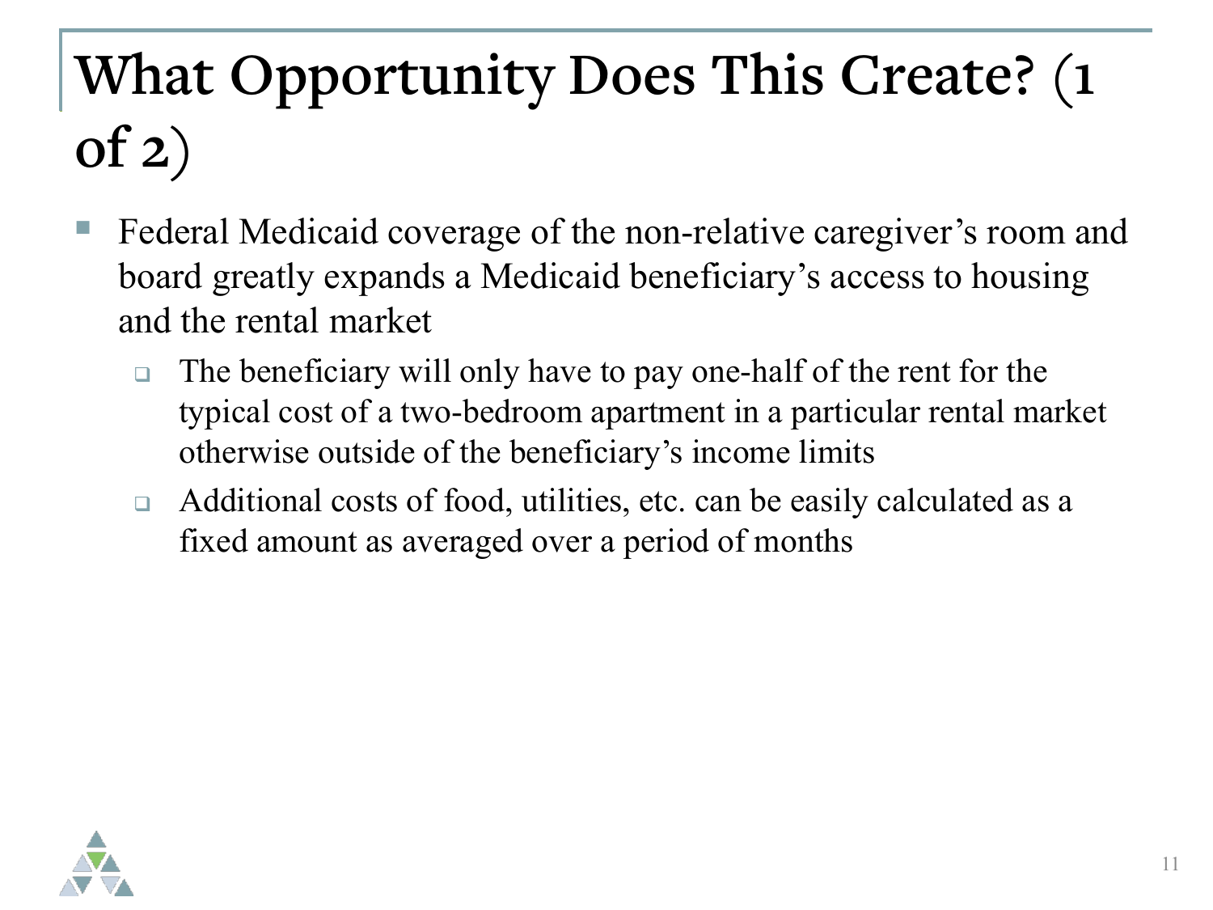# What Opportunity Does This Create? (1 of 2)

- Federal Medicaid coverage of the non-relative caregiver's room and board greatly expands a Medicaid beneficiary's access to housing and the rental market
  - The beneficiary will only have to pay one-half of the rent for the typical cost of a two-bedroom apartment in a particular rental market otherwise outside of the beneficiary's income limits
  - Additional costs of food, utilities, etc. can be easily calculated as a fixed amount as averaged over a period of months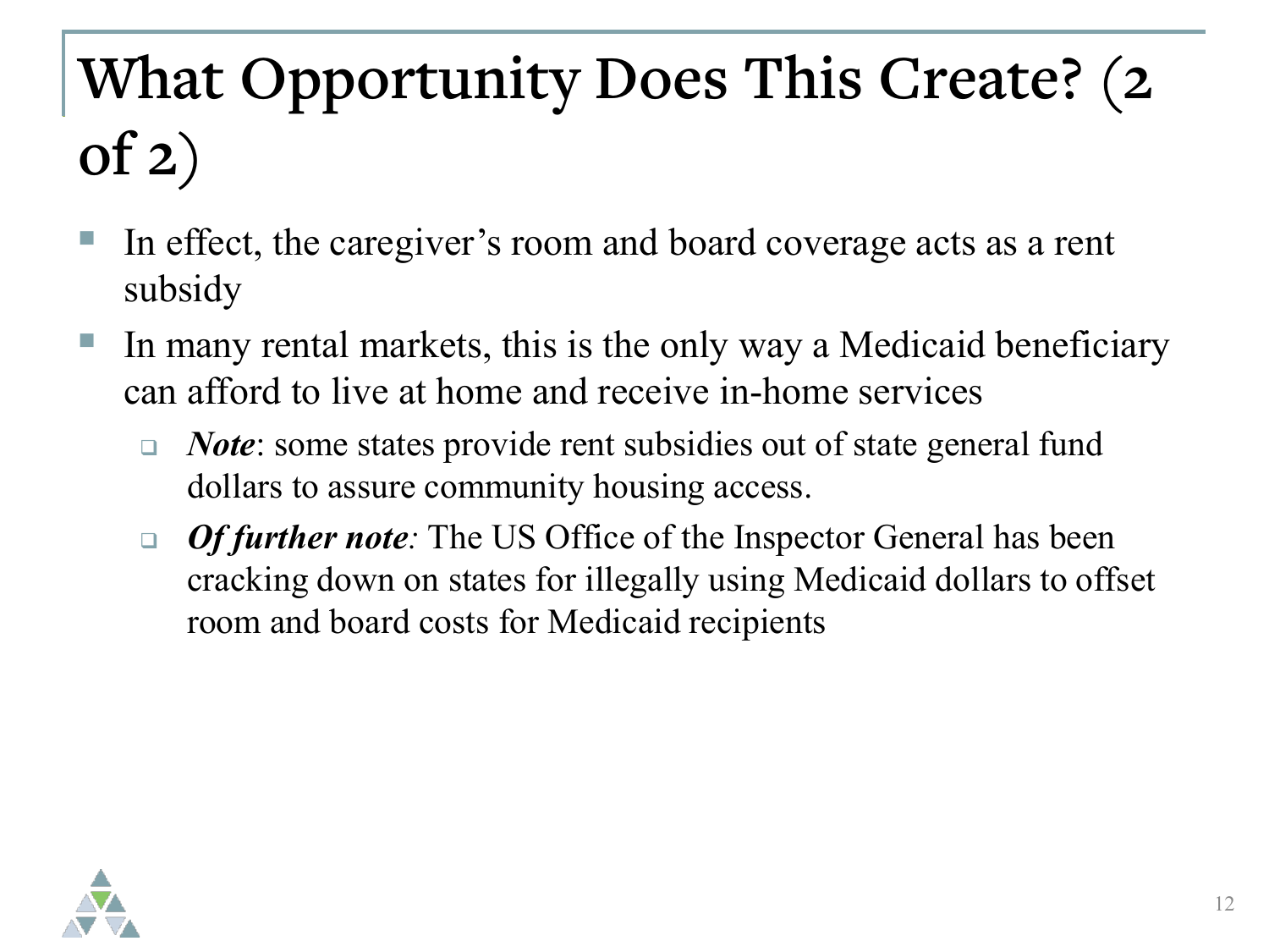# What Opportunity Does This Create? (2 of 2)

- In effect, the caregiver's room and board coverage acts as a rent subsidy
- In many rental markets, this is the only way a Medicaid beneficiary can afford to live at home and receive in-home services
  - ***Note***: some states provide rent subsidies out of state general fund dollars to assure community housing access.
  - ***Of further note:*** The US Office of the Inspector General has been cracking down on states for illegally using Medicaid dollars to offset room and board costs for Medicaid recipients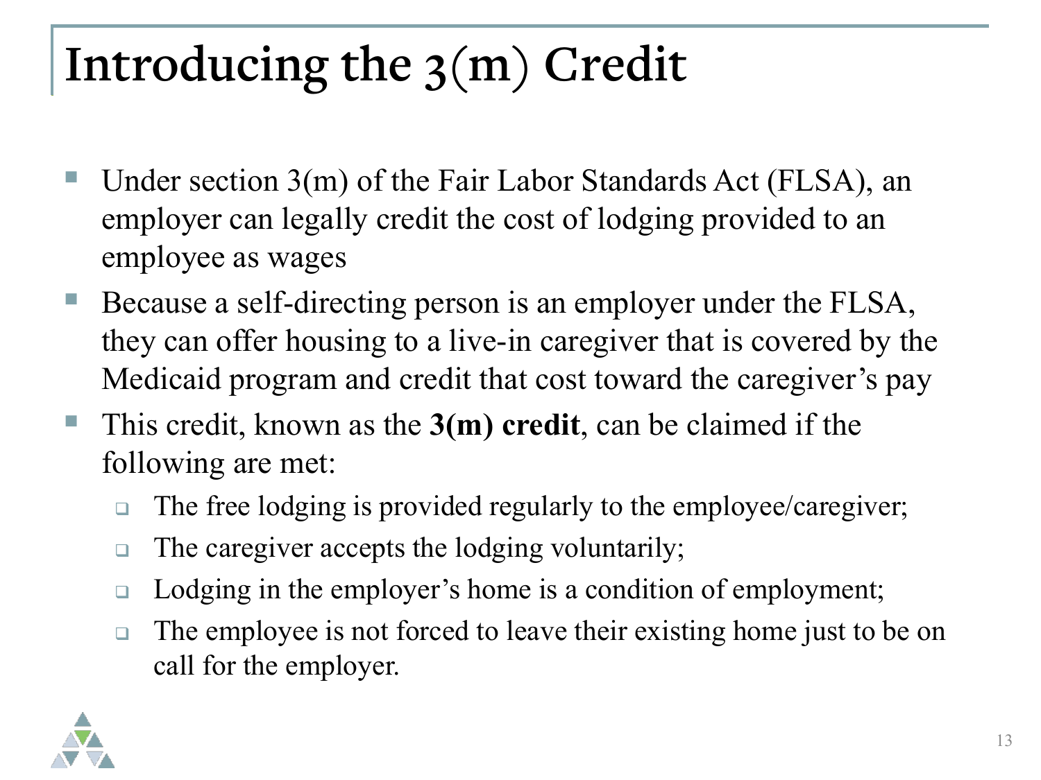# Introducing the 3(m) Credit

- Under section 3(m) of the Fair Labor Standards Act (FLSA), an employer can legally credit the cost of lodging provided to an employee as wages
- Because a self-directing person is an employer under the FLSA, they can offer housing to a live-in caregiver that is covered by the Medicaid program and credit that cost toward the caregiver's pay
- This credit, known as the **3(m) credit**, can be claimed if the following are met:
  - The free lodging is provided regularly to the employee/caregiver;
  - The caregiver accepts the lodging voluntarily;
  - Lodging in the employer's home is a condition of employment;
  - The employee is not forced to leave their existing home just to be on call for the employer.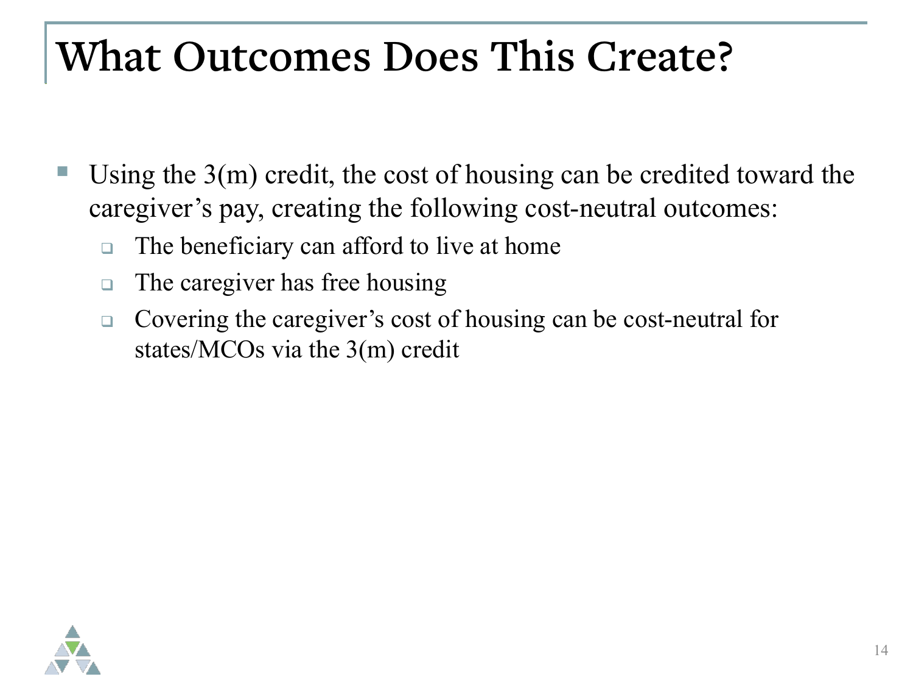# What Outcomes Does This Create?

- Using the 3(m) credit, the cost of housing can be credited toward the caregiver's pay, creating the following cost-neutral outcomes:
  - The beneficiary can afford to live at home
  - The caregiver has free housing
  - Covering the caregiver's cost of housing can be cost-neutral for states/MCOs via the 3(m) credit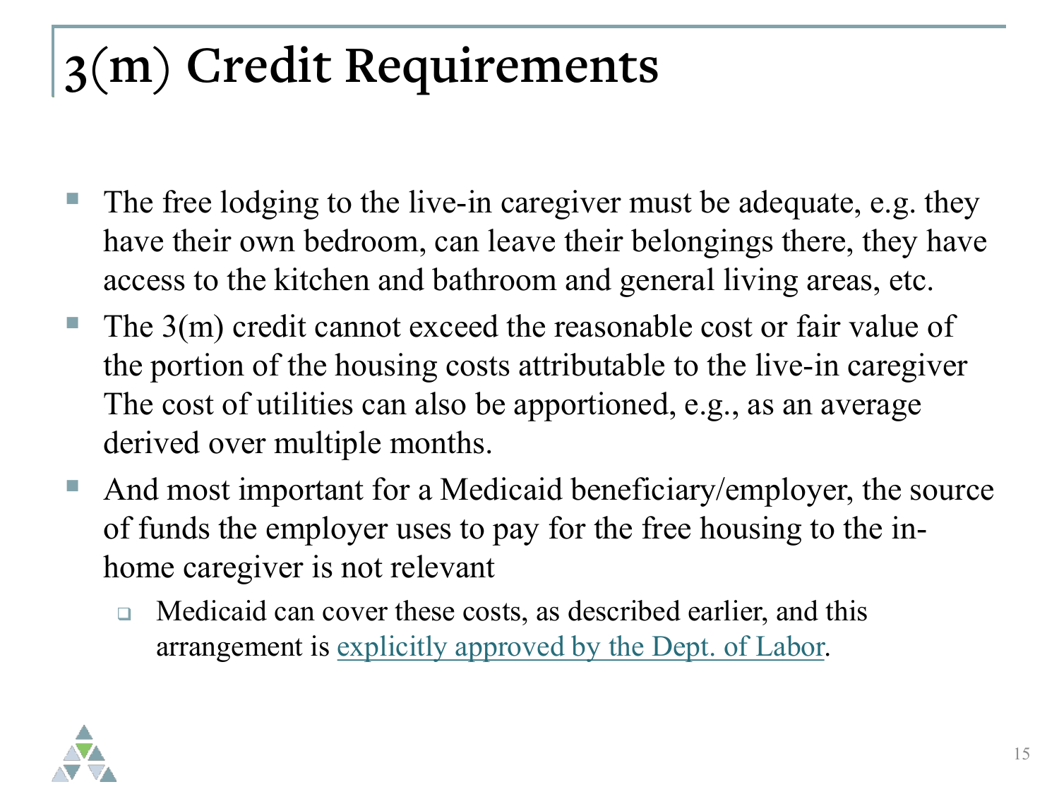# 3(m) Credit Requirements

- The free lodging to the live-in caregiver must be adequate, e.g. they have their own bedroom, can leave their belongings there, they have access to the kitchen and bathroom and general living areas, etc.
- The 3(m) credit cannot exceed the reasonable cost or fair value of the portion of the housing costs attributable to the live-in caregiver The cost of utilities can also be apportioned, e.g., as an average derived over multiple months.
- And most important for a Medicaid beneficiary/employer, the source of funds the employer uses to pay for the free housing to the in-home caregiver is not relevant
  - Medicaid can cover these costs, as described earlier, and this arrangement is explicitly approved by the Dept. of Labor.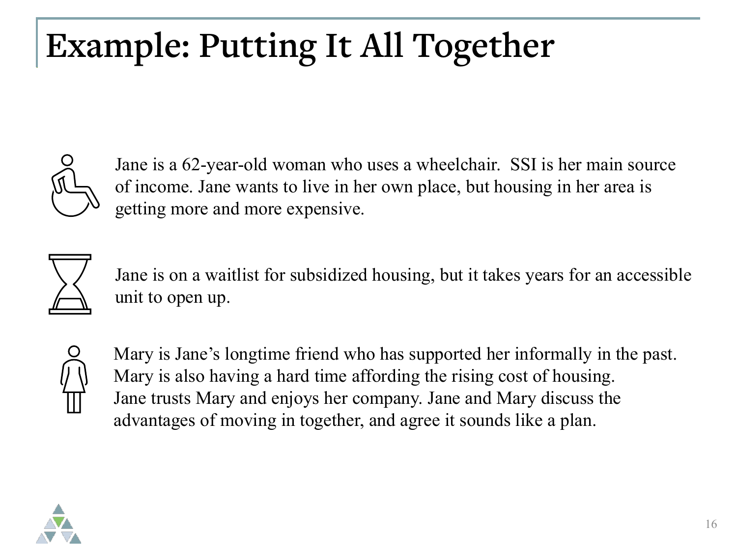# Example: Putting It All Together

Jane is a 62-year-old woman who uses a wheelchair. SSI is her main source of income. Jane wants to live in her own place, but housing in her area is getting more and more expensive.

Jane is on a waitlist for subsidized housing, but it takes years for an accessible unit to open up.

Mary is Jane's longtime friend who has supported her informally in the past. Mary is also having a hard time affording the rising cost of housing. Jane trusts Mary and enjoys her company. Jane and Mary discuss the advantages of moving in together, and agree it sounds like a plan.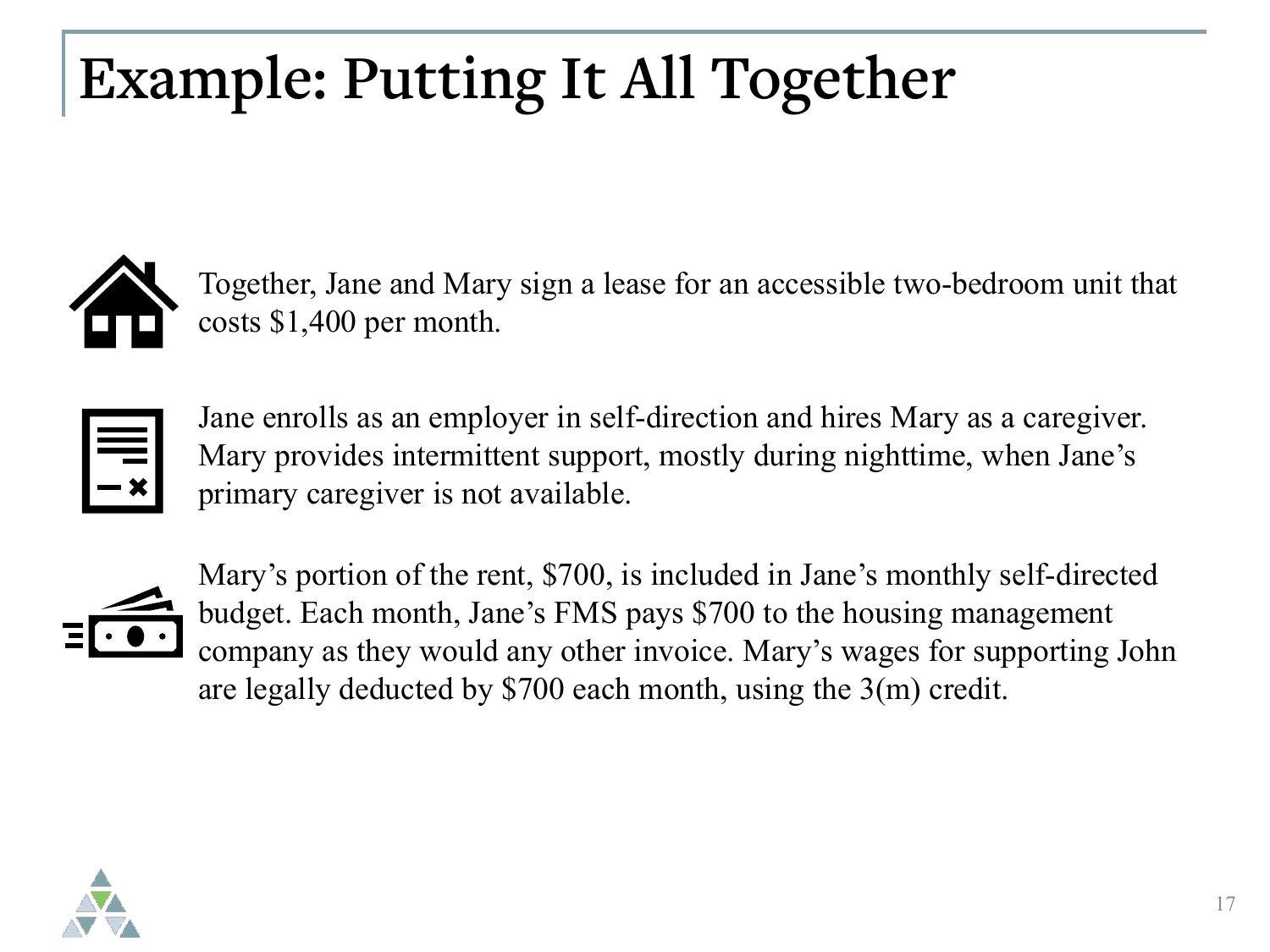# Example: Putting It All Together

Together, Jane and Mary sign a lease for an accessible two-bedroom unit that costs $1,400 per month.

Jane enrolls as an employer in self-direction and hires Mary as a caregiver. Mary provides intermittent support, mostly during nighttime, when Jane's primary caregiver is not available.

Mary's portion of the rent, $700, is included in Jane's monthly self-directed budget. Each month, Jane's FMS pays $700 to the housing management company as they would any other invoice. Mary's wages for supporting John are legally deducted by $700 each month, using the 3(m) credit.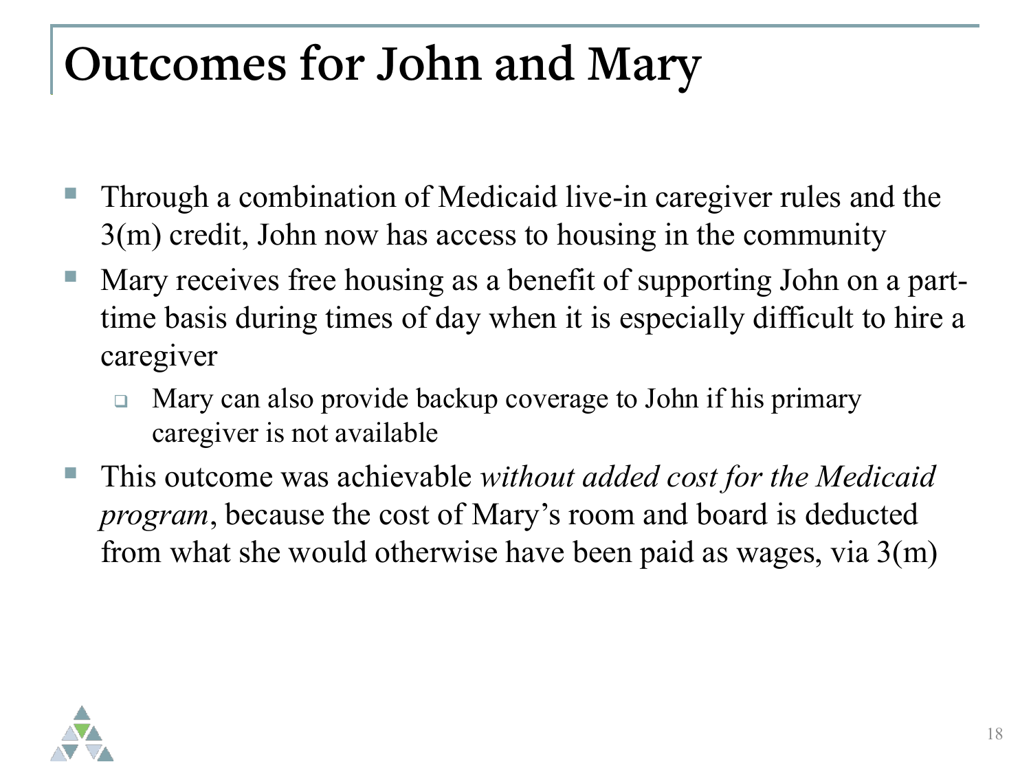# Outcomes for John and Mary

- Through a combination of Medicaid live-in caregiver rules and the 3(m) credit, John now has access to housing in the community
- Mary receives free housing as a benefit of supporting John on a part-time basis during times of day when it is especially difficult to hire a caregiver
  - Mary can also provide backup coverage to John if his primary caregiver is not available
- This outcome was achievable *without added cost for the Medicaid program*, because the cost of Mary's room and board is deducted from what she would otherwise have been paid as wages, via 3(m)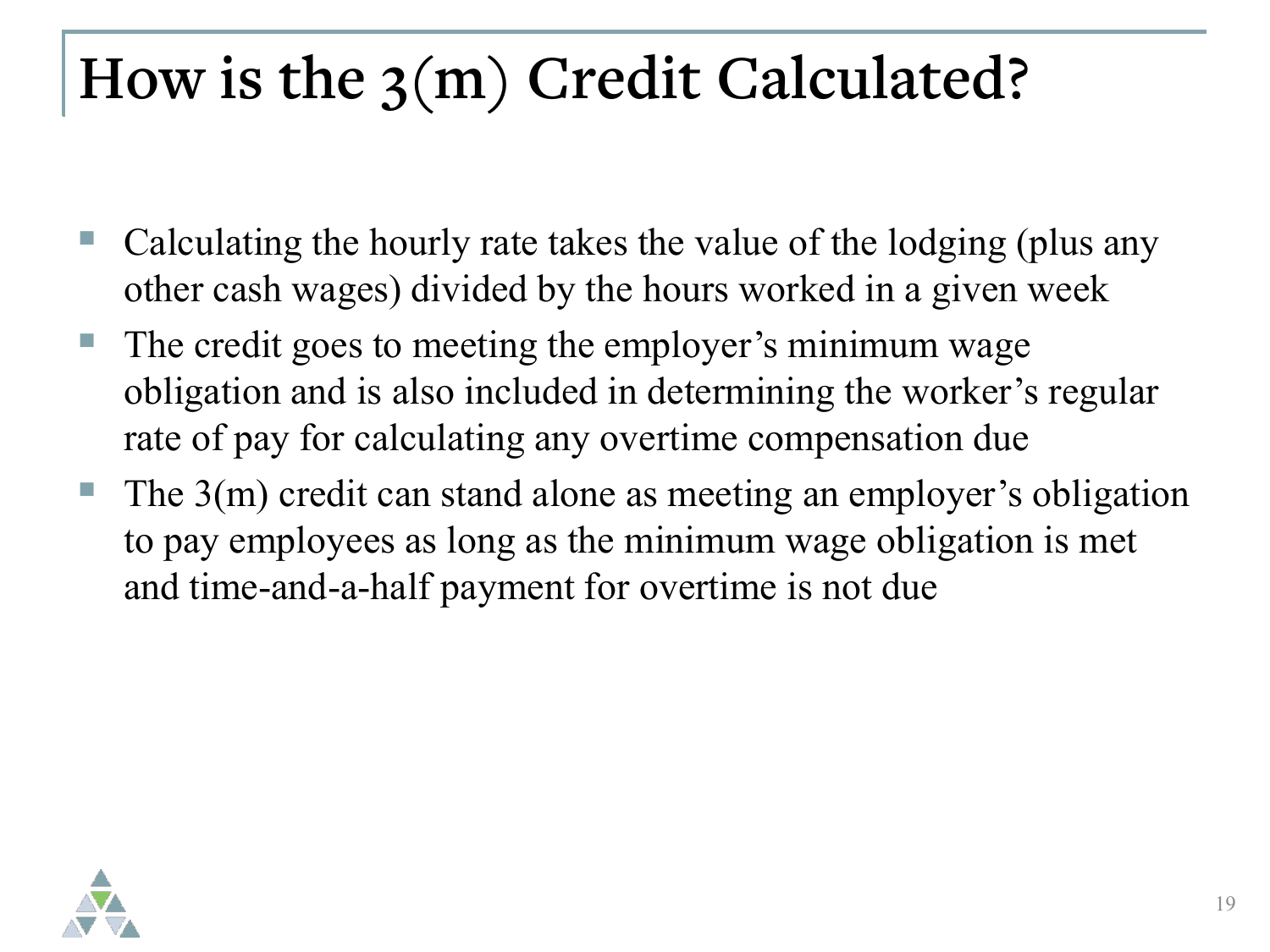# How is the 3(m) Credit Calculated?

- Calculating the hourly rate takes the value of the lodging (plus any other cash wages) divided by the hours worked in a given week
- The credit goes to meeting the employer's minimum wage obligation and is also included in determining the worker's regular rate of pay for calculating any overtime compensation due
- The 3(m) credit can stand alone as meeting an employer's obligation to pay employees as long as the minimum wage obligation is met and time-and-a-half payment for overtime is not due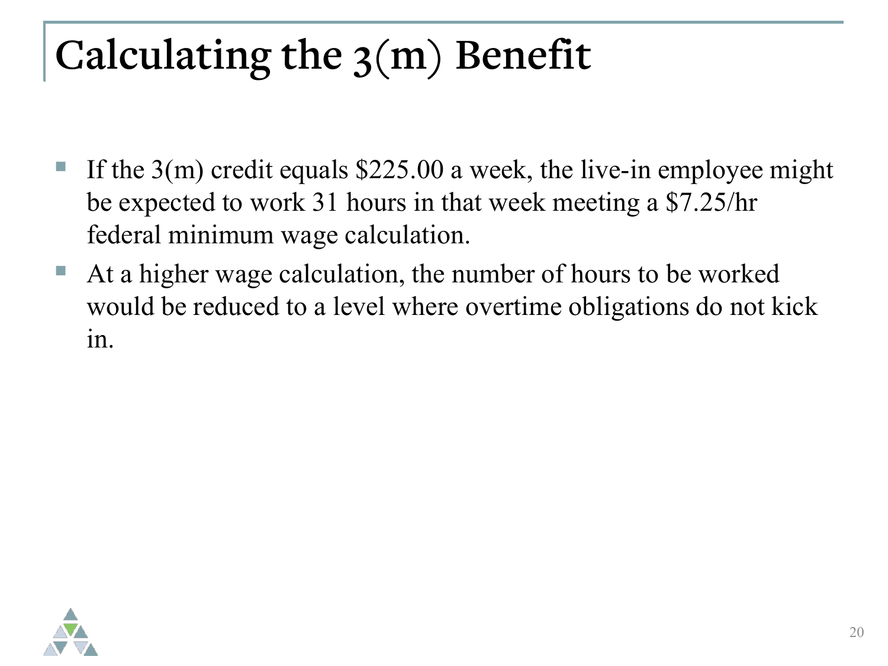# Calculating the 3(m) Benefit

- If the 3(m) credit equals $225.00 a week, the live-in employee might be expected to work 31 hours in that week meeting a $7.25/hr federal minimum wage calculation.
- At a higher wage calculation, the number of hours to be worked would be reduced to a level where overtime obligations do not kick in.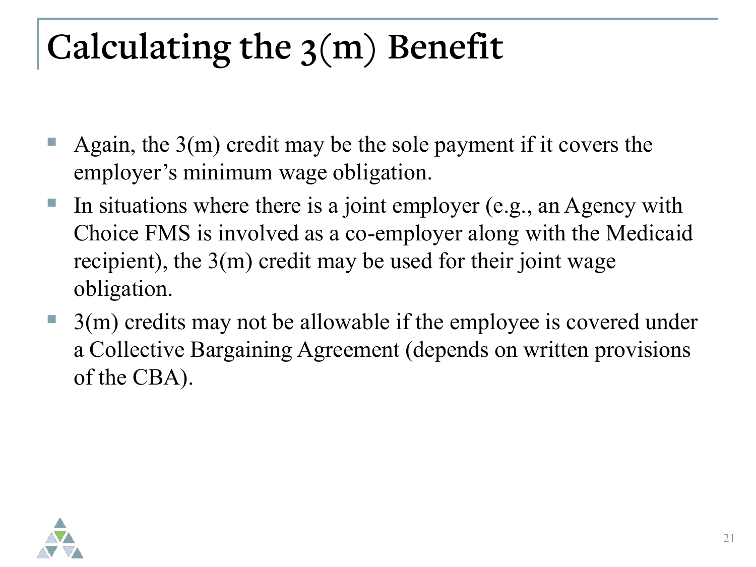# Calculating the 3(m) Benefit

- Again, the 3(m) credit may be the sole payment if it covers the employer's minimum wage obligation.
- In situations where there is a joint employer (e.g., an Agency with Choice FMS is involved as a co-employer along with the Medicaid recipient), the 3(m) credit may be used for their joint wage obligation.
- 3(m) credits may not be allowable if the employee is covered under a Collective Bargaining Agreement (depends on written provisions of the CBA).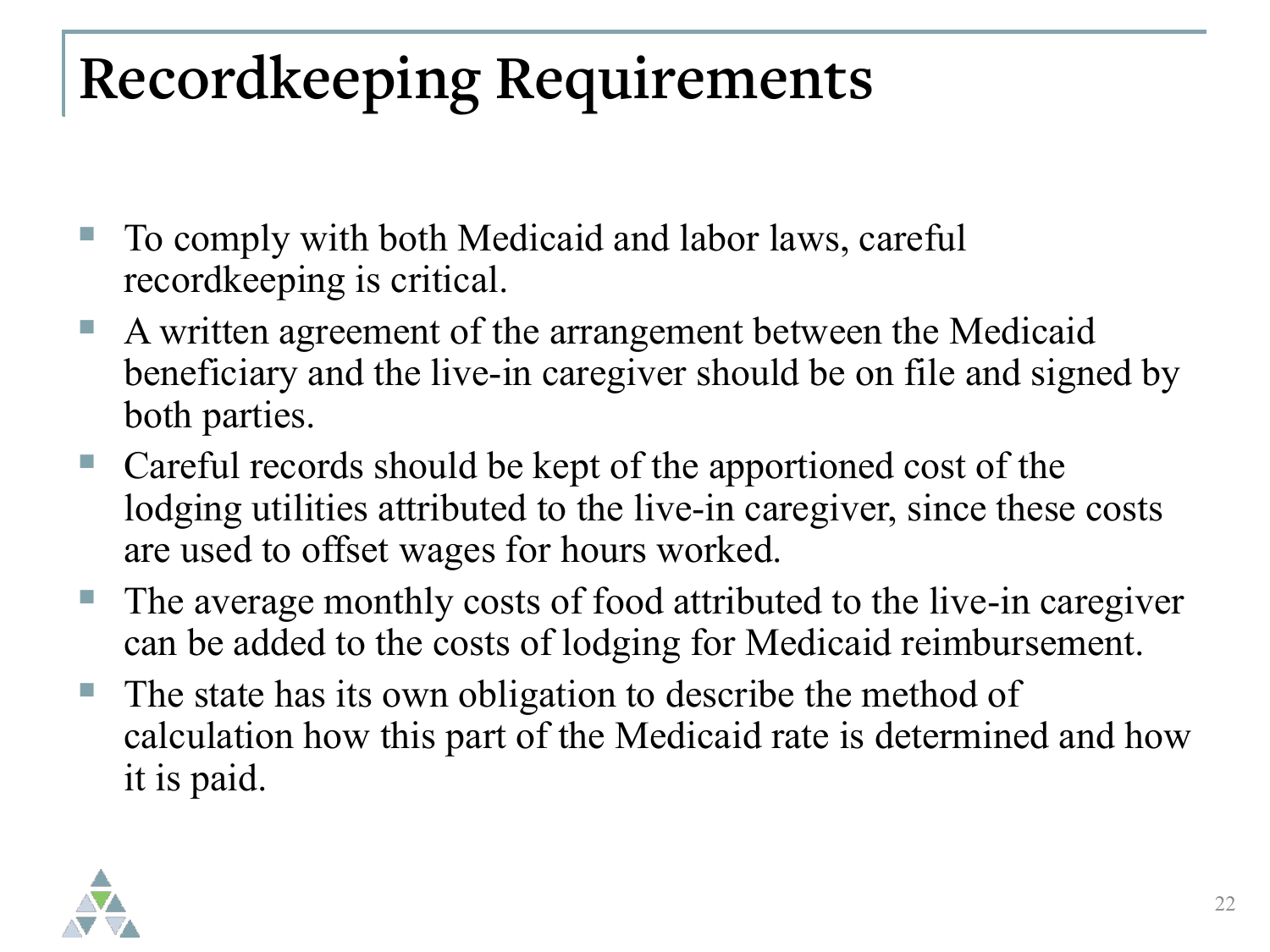# Recordkeeping Requirements

- To comply with both Medicaid and labor laws, careful recordkeeping is critical.
- A written agreement of the arrangement between the Medicaid beneficiary and the live-in caregiver should be on file and signed by both parties.
- Careful records should be kept of the apportioned cost of the lodging utilities attributed to the live-in caregiver, since these costs are used to offset wages for hours worked.
- The average monthly costs of food attributed to the live-in caregiver can be added to the costs of lodging for Medicaid reimbursement.
- The state has its own obligation to describe the method of calculation how this part of the Medicaid rate is determined and how it is paid.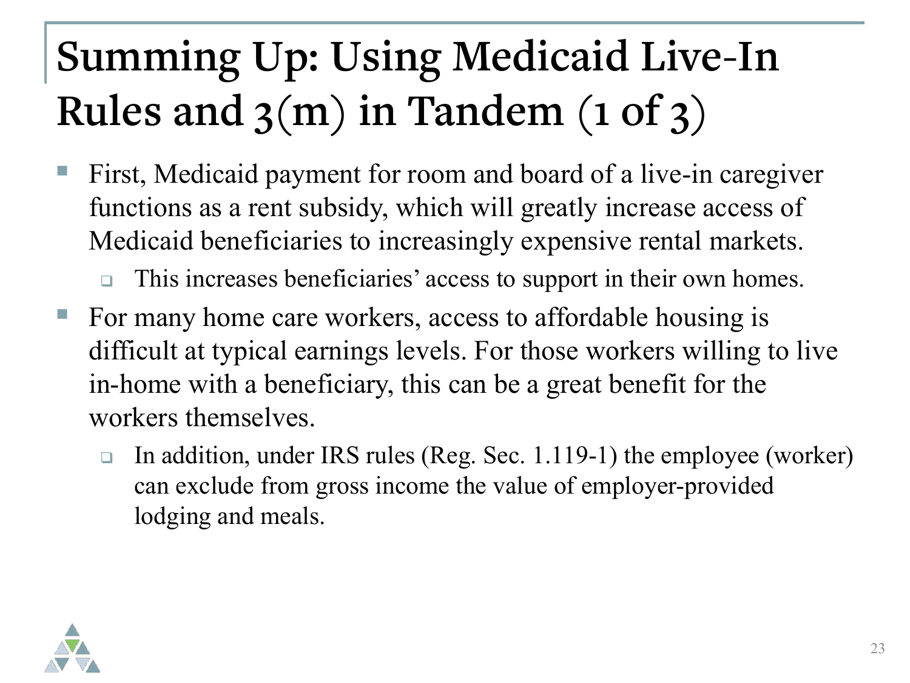# Summing Up: Using Medicaid Live-In Rules and 3(m) in Tandem (1 of 3)

- First, Medicaid payment for room and board of a live-in caregiver functions as a rent subsidy, which will greatly increase access of Medicaid beneficiaries to increasingly expensive rental markets.
  - This increases beneficiaries' access to support in their own homes.
- For many home care workers, access to affordable housing is difficult at typical earnings levels. For those workers willing to live in-home with a beneficiary, this can be a great benefit for the workers themselves.
  - In addition, under IRS rules (Reg. Sec. 1.119-1) the employee (worker) can exclude from gross income the value of employer-provided lodging and meals.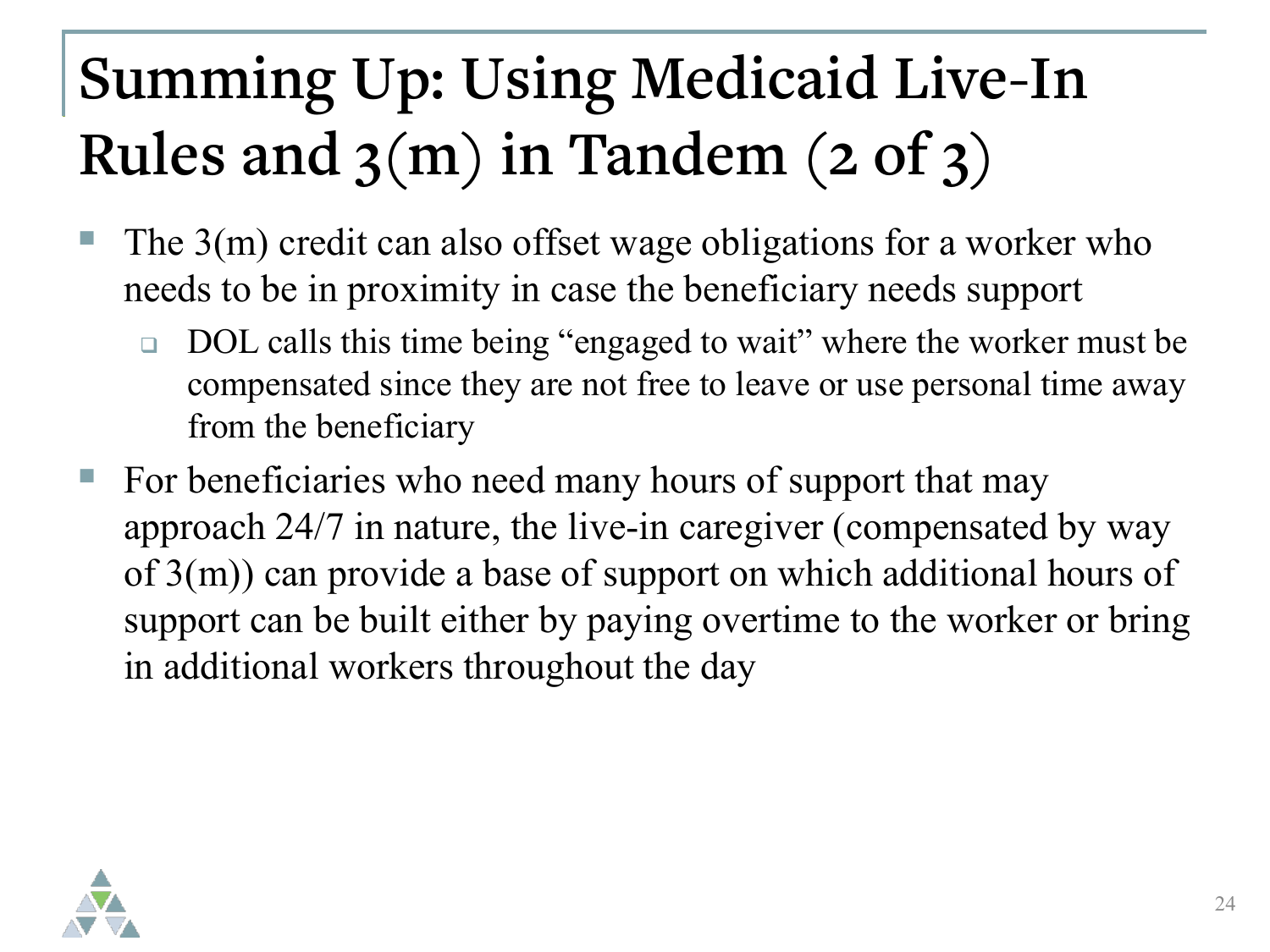# Summing Up: Using Medicaid Live-In Rules and 3(m) in Tandem (2 of 3)

- The 3(m) credit can also offset wage obligations for a worker who needs to be in proximity in case the beneficiary needs support
  - DOL calls this time being "engaged to wait" where the worker must be compensated since they are not free to leave or use personal time away from the beneficiary
- For beneficiaries who need many hours of support that may approach 24/7 in nature, the live-in caregiver (compensated by way of 3(m)) can provide a base of support on which additional hours of support can be built either by paying overtime to the worker or bring in additional workers throughout the day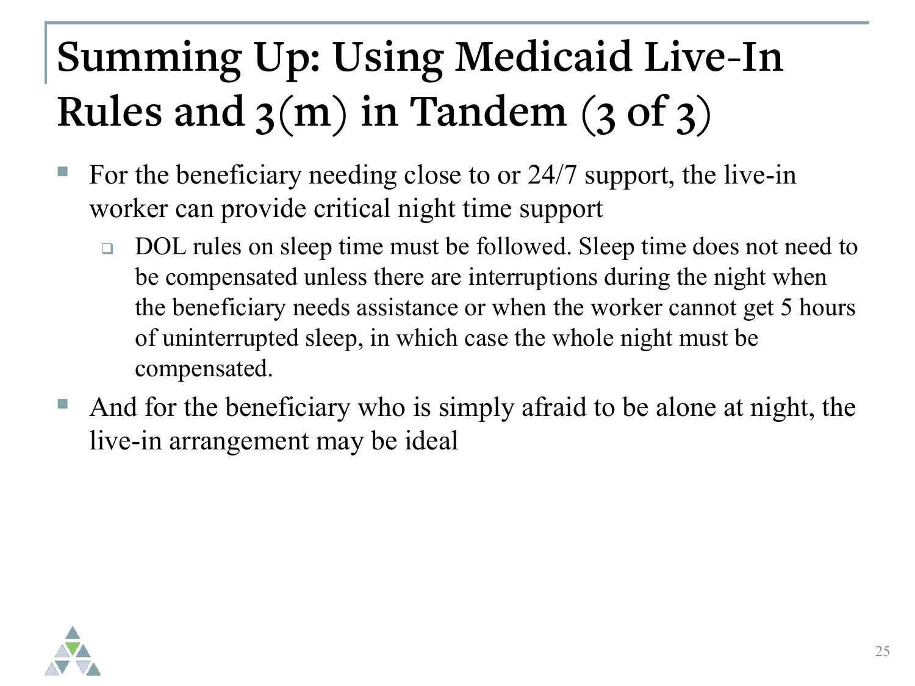# Summing Up: Using Medicaid Live-In Rules and 3(m) in Tandem (3 of 3)

- For the beneficiary needing close to or 24/7 support, the live-in worker can provide critical night time support
  - DOL rules on sleep time must be followed. Sleep time does not need to be compensated unless there are interruptions during the night when the beneficiary needs assistance or when the worker cannot get 5 hours of uninterrupted sleep, in which case the whole night must be compensated.
- And for the beneficiary who is simply afraid to be alone at night, the live-in arrangement may be ideal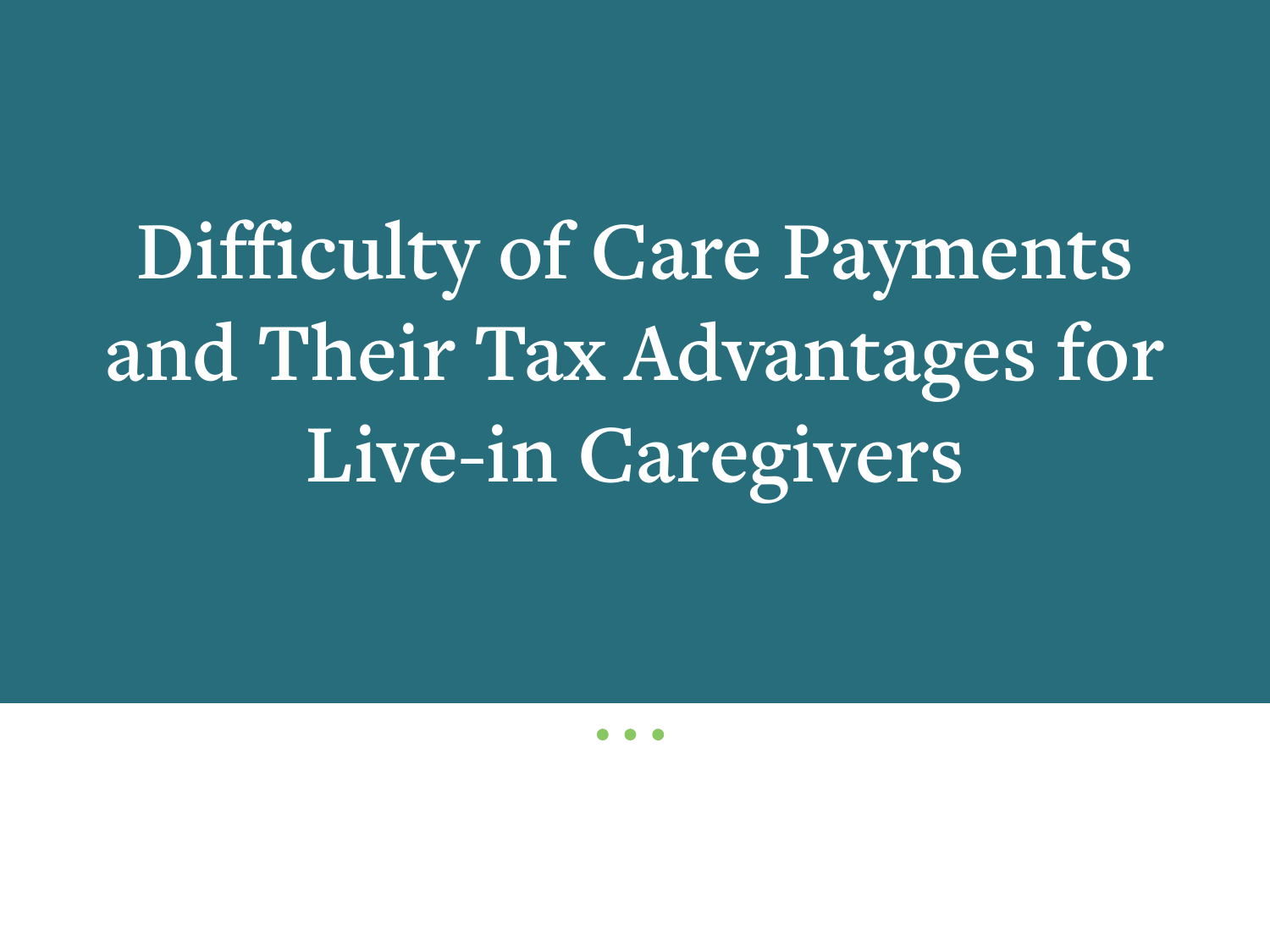# Difficulty of Care Payments and Their Tax Advantages for Live-in Caregivers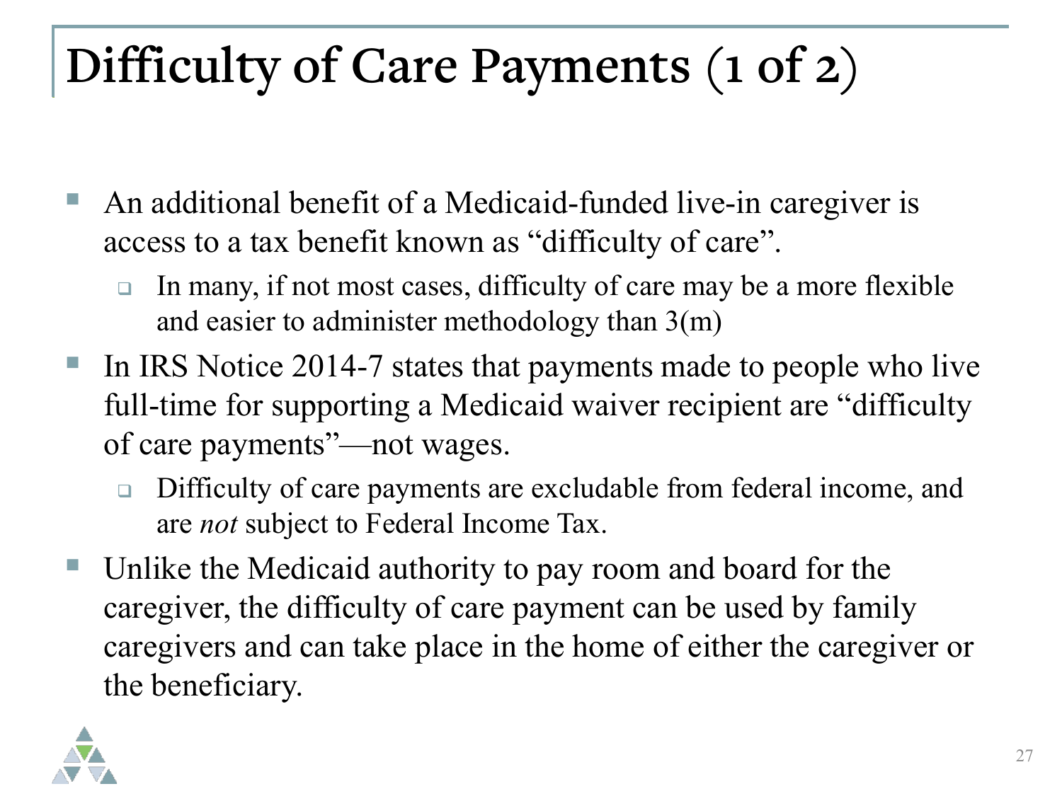# Difficulty of Care Payments (1 of 2)

- An additional benefit of a Medicaid-funded live-in caregiver is access to a tax benefit known as "difficulty of care".
  - In many, if not most cases, difficulty of care may be a more flexible and easier to administer methodology than 3(m)
- In IRS Notice 2014-7 states that payments made to people who live full-time for supporting a Medicaid waiver recipient are "difficulty of care payments"—not wages.
  - Difficulty of care payments are excludable from federal income, and are *not* subject to Federal Income Tax.
- Unlike the Medicaid authority to pay room and board for the caregiver, the difficulty of care payment can be used by family caregivers and can take place in the home of either the caregiver or the beneficiary.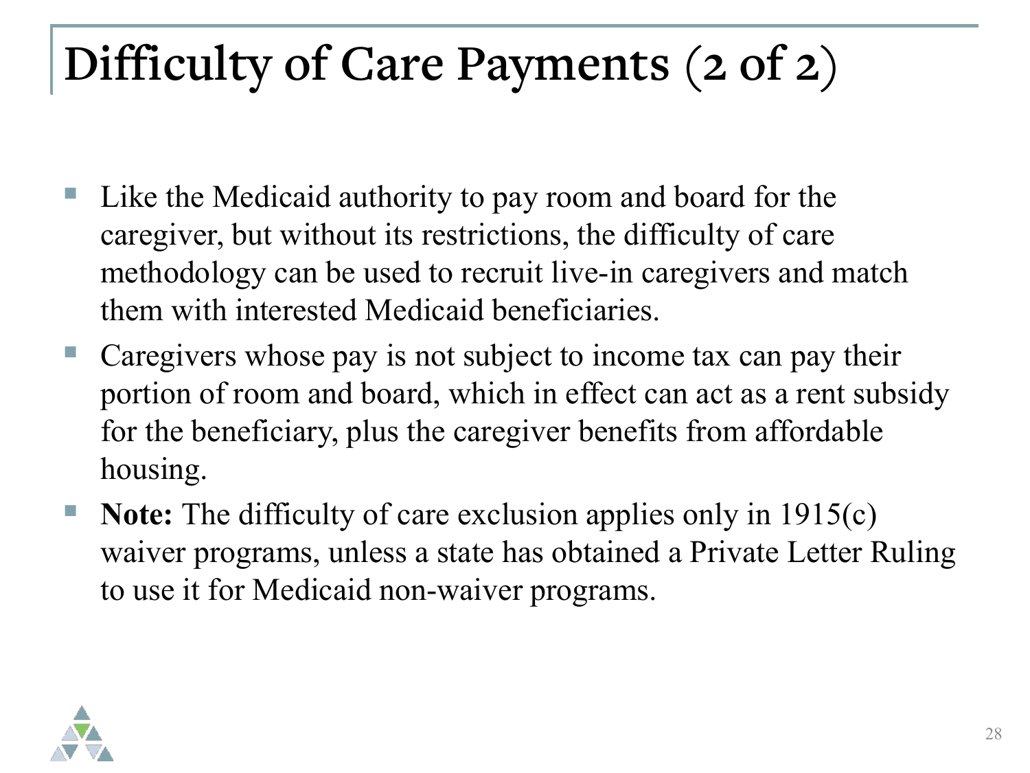# Difficulty of Care Payments (2 of 2)

- Like the Medicaid authority to pay room and board for the caregiver, but without its restrictions, the difficulty of care methodology can be used to recruit live-in caregivers and match them with interested Medicaid beneficiaries.
- Caregivers whose pay is not subject to income tax can pay their portion of room and board, which in effect can act as a rent subsidy for the beneficiary, plus the caregiver benefits from affordable housing.
- **Note:** The difficulty of care exclusion applies only in 1915(c) waiver programs, unless a state has obtained a Private Letter Ruling to use it for Medicaid non-waiver programs.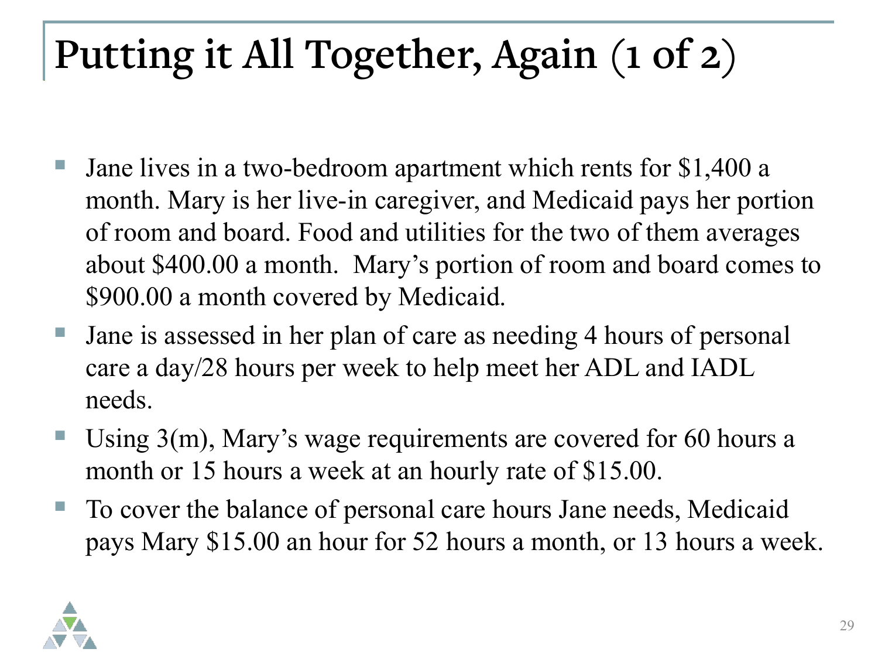# Putting it All Together, Again (1 of 2)

- Jane lives in a two-bedroom apartment which rents for $1,400 a month. Mary is her live-in caregiver, and Medicaid pays her portion of room and board. Food and utilities for the two of them averages about $400.00 a month. Mary's portion of room and board comes to $900.00 a month covered by Medicaid.
- Jane is assessed in her plan of care as needing 4 hours of personal care a day/28 hours per week to help meet her ADL and IADL needs.
- Using 3(m), Mary's wage requirements are covered for 60 hours a month or 15 hours a week at an hourly rate of $15.00.
- To cover the balance of personal care hours Jane needs, Medicaid pays Mary $15.00 an hour for 52 hours a month, or 13 hours a week.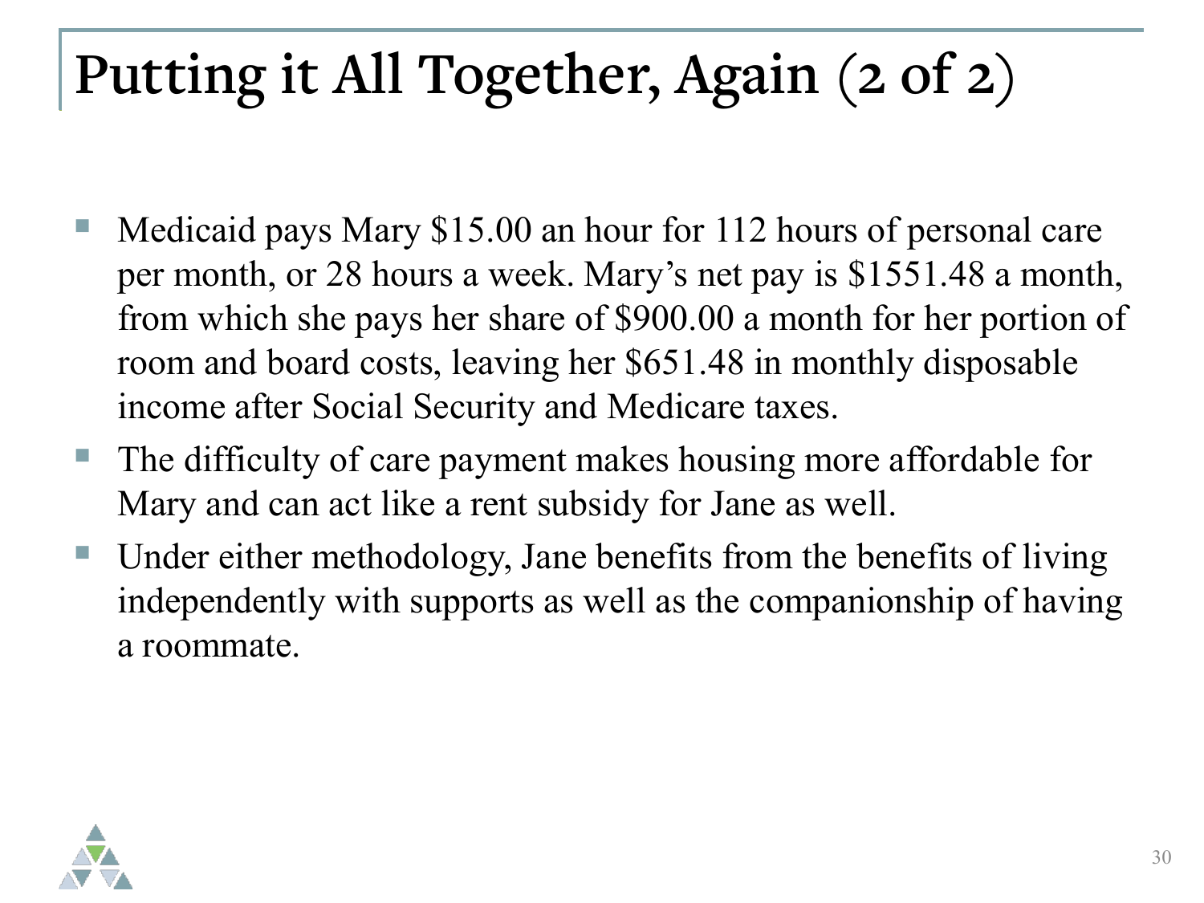# Putting it All Together, Again (2 of 2)

- Medicaid pays Mary $15.00 an hour for 112 hours of personal care per month, or 28 hours a week. Mary's net pay is $1551.48 a month, from which she pays her share of $900.00 a month for her portion of room and board costs, leaving her $651.48 in monthly disposable income after Social Security and Medicare taxes.
- The difficulty of care payment makes housing more affordable for Mary and can act like a rent subsidy for Jane as well.
- Under either methodology, Jane benefits from the benefits of living independently with supports as well as the companionship of having a roommate.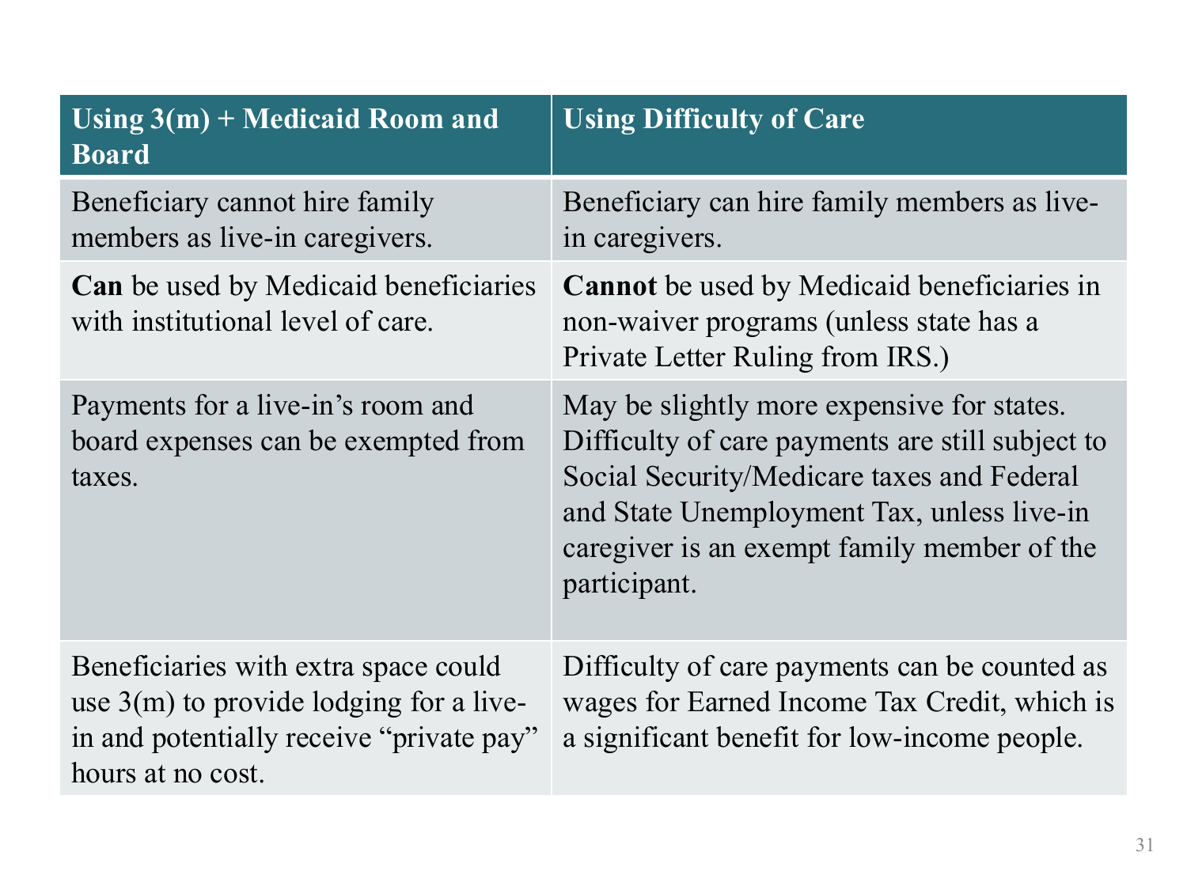| Using 3(m) + Medicaid Room and Board | Using Difficulty of Care |
|---|---|
| Beneficiary cannot hire family members as live-in caregivers. | Beneficiary can hire family members as live-in caregivers. |
| **Can** be used by Medicaid beneficiaries with institutional level of care. | **Cannot** be used by Medicaid beneficiaries in non-waiver programs (unless state has a Private Letter Ruling from IRS.) |
| Payments for a live-in's room and board expenses can be exempted from taxes. | May be slightly more expensive for states. Difficulty of care payments are still subject to Social Security/Medicare taxes and Federal and State Unemployment Tax, unless live-in caregiver is an exempt family member of the participant. |
| Beneficiaries with extra space could use 3(m) to provide lodging for a live-in and potentially receive "private pay" hours at no cost. | Difficulty of care payments can be counted as wages for Earned Income Tax Credit, which is a significant benefit for low-income people. |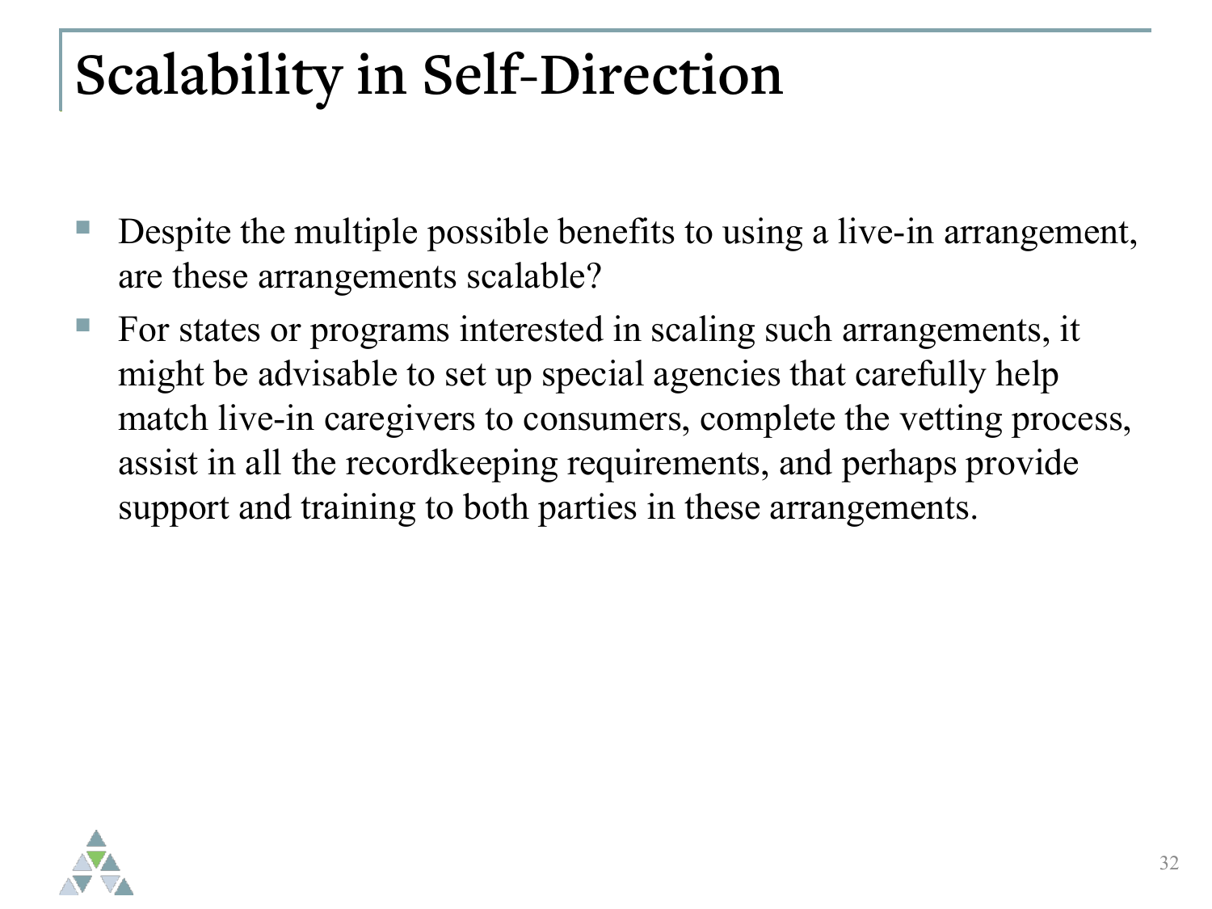# Scalability in Self-Direction

- Despite the multiple possible benefits to using a live-in arrangement, are these arrangements scalable?
- For states or programs interested in scaling such arrangements, it might be advisable to set up special agencies that carefully help match live-in caregivers to consumers, complete the vetting process, assist in all the recordkeeping requirements, and perhaps provide support and training to both parties in these arrangements.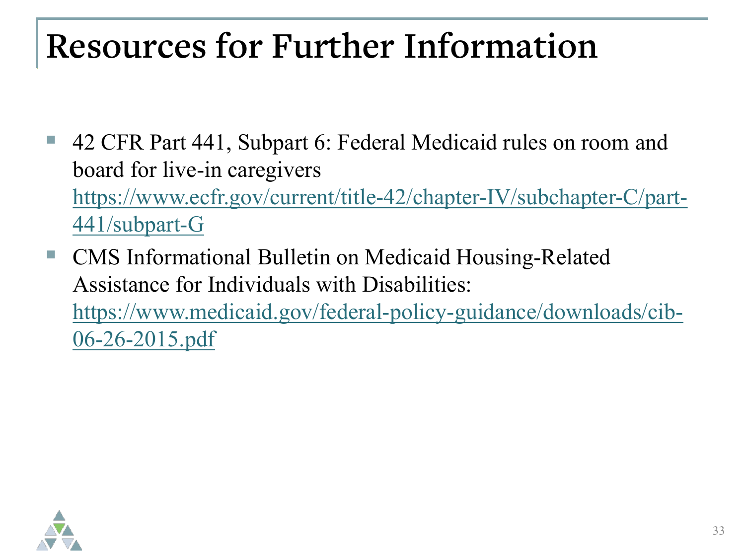# Resources for Further Information

- 42 CFR Part 441, Subpart 6: Federal Medicaid rules on room and board for live-in caregivers https://www.ecfr.gov/current/title-42/chapter-IV/subchapter-C/part-441/subpart-G
- CMS Informational Bulletin on Medicaid Housing-Related Assistance for Individuals with Disabilities: https://www.medicaid.gov/federal-policy-guidance/downloads/cib-06-26-2015.pdf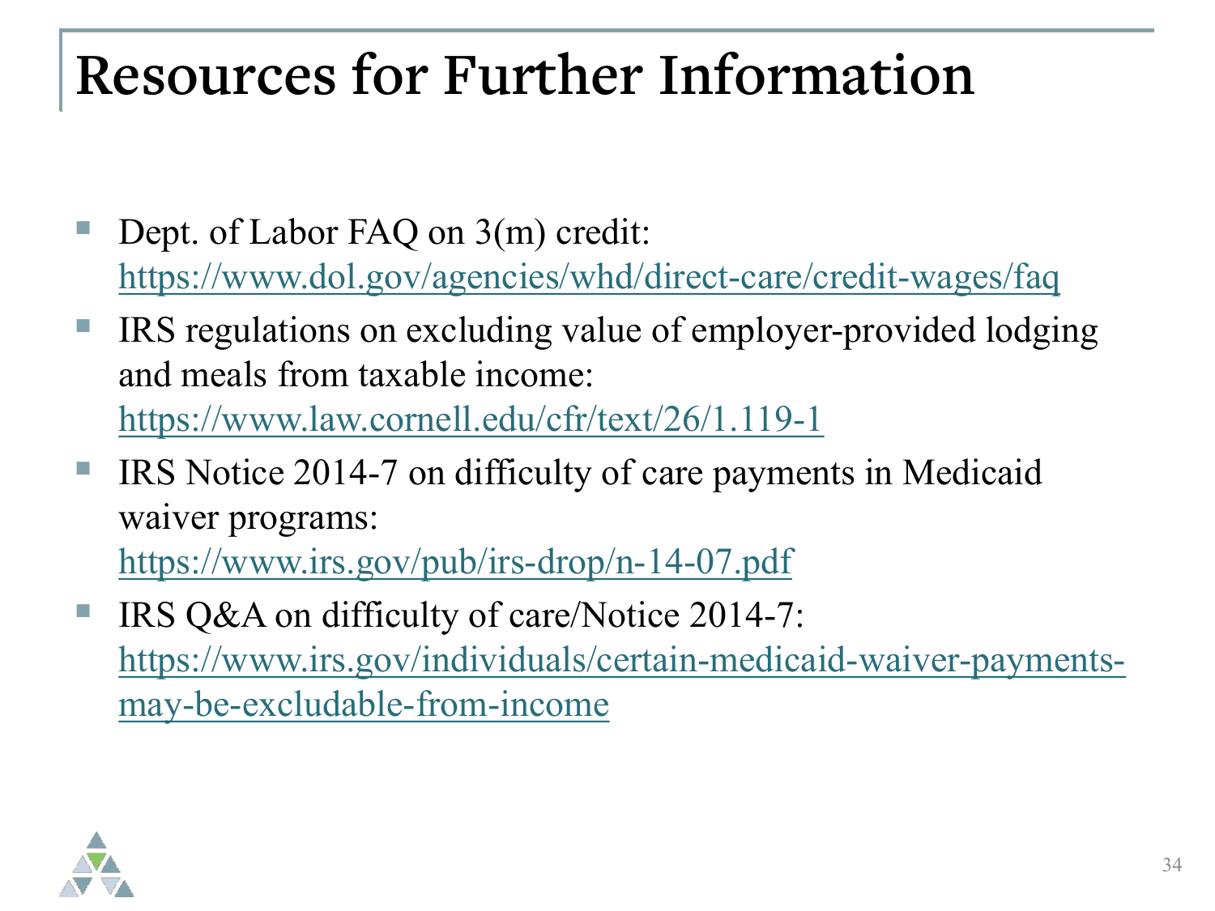# Resources for Further Information

- Dept. of Labor FAQ on 3(m) credit: https://www.dol.gov/agencies/whd/direct-care/credit-wages/faq
- IRS regulations on excluding value of employer-provided lodging and meals from taxable income: https://www.law.cornell.edu/cfr/text/26/1.119-1
- IRS Notice 2014-7 on difficulty of care payments in Medicaid waiver programs: https://www.irs.gov/pub/irs-drop/n-14-07.pdf
- IRS Q&A on difficulty of care/Notice 2014-7: https://www.irs.gov/individuals/certain-medicaid-waiver-payments-may-be-excludable-from-income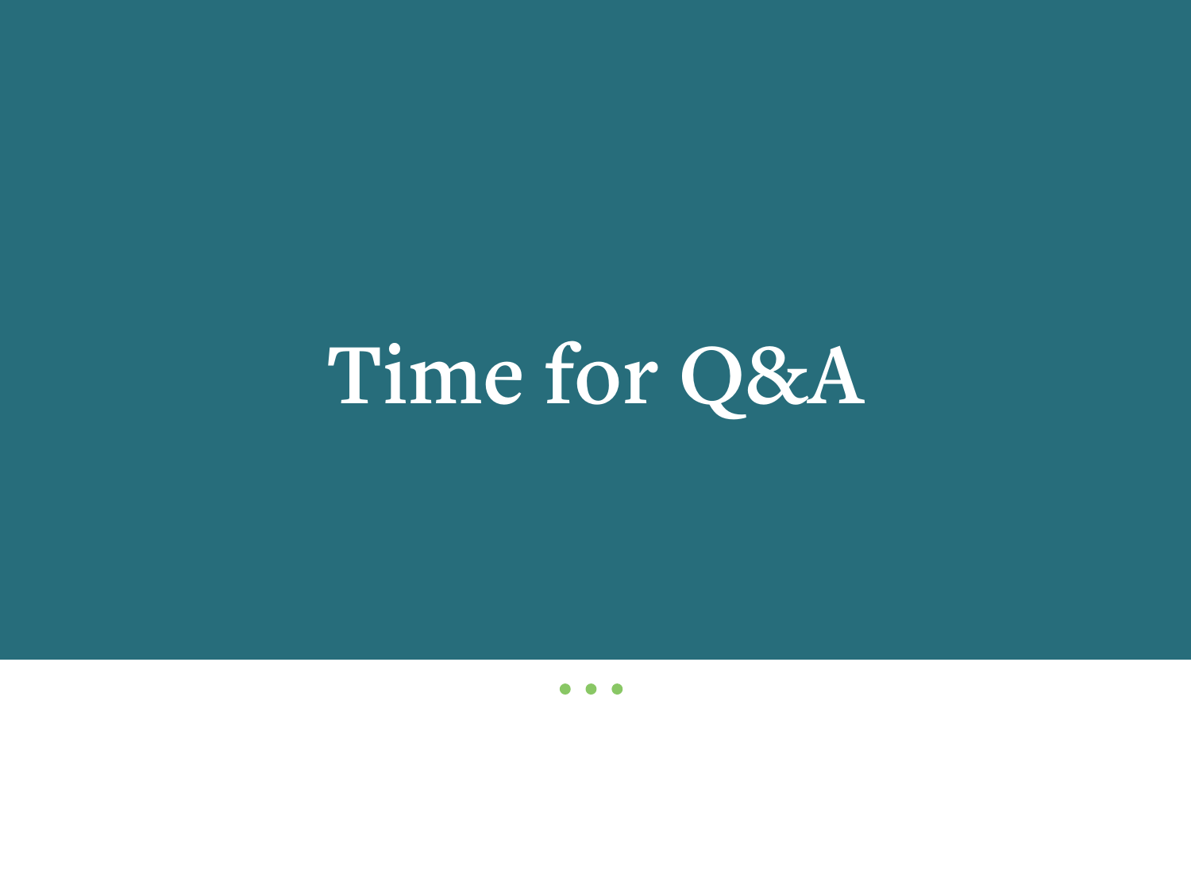# Time for Q&A